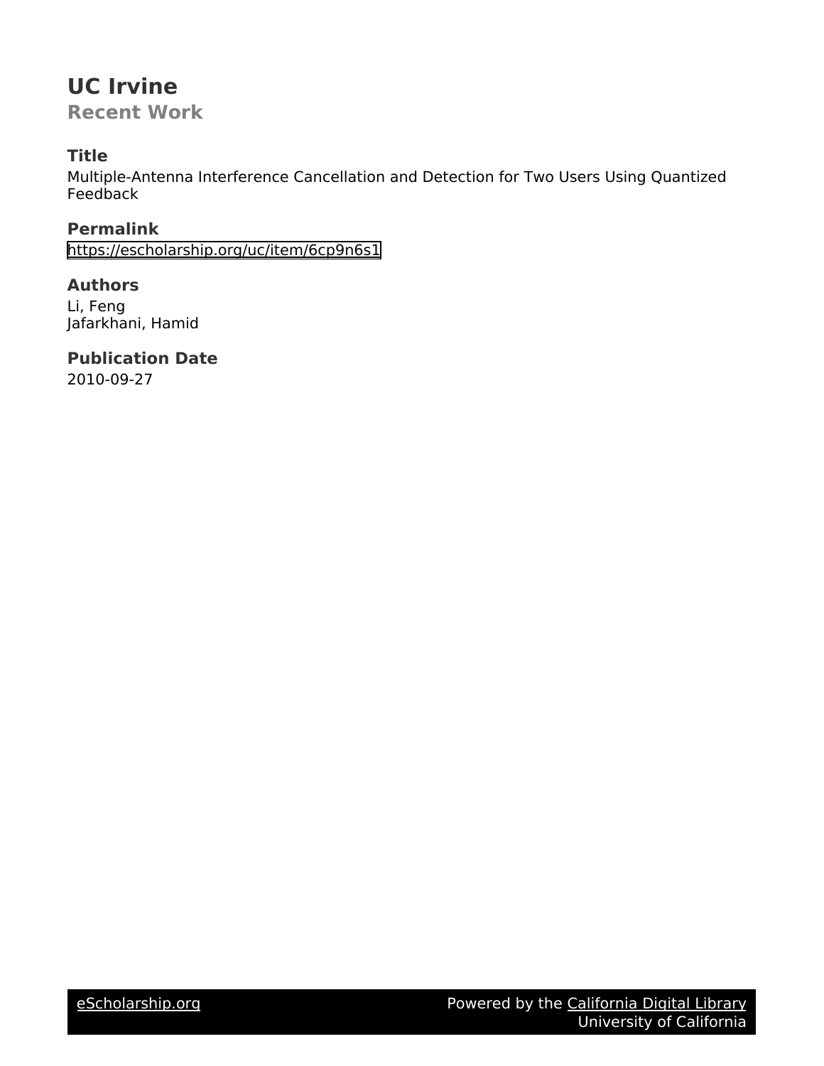# UC Irvine

## Recent Work

### Title

Multiple-Antenna Interference Cancellation and Detection for Two Users Using Quantized Feedback

### Permalink

https://escholarship.org/uc/item/6cp9n6s1

### Authors

Li, Feng
Jafarkhani, Hamid

### Publication Date

2010-09-27

eScholarship.org　　　　Powered by the California Digital Library
University of California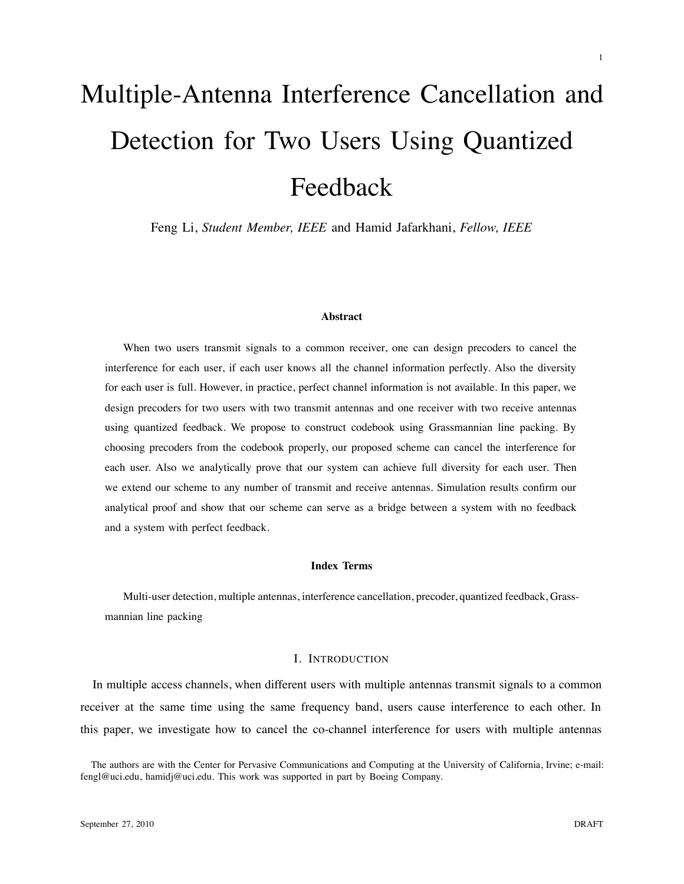# Multiple-Antenna Interference Cancellation and Detection for Two Users Using Quantized Feedback

Feng Li, *Student Member, IEEE* and Hamid Jafarkhani, *Fellow, IEEE*

## Abstract

When two users transmit signals to a common receiver, one can design precoders to cancel the interference for each user, if each user knows all the channel information perfectly. Also the diversity for each user is full. However, in practice, perfect channel information is not available. In this paper, we design precoders for two users with two transmit antennas and one receiver with two receive antennas using quantized feedback. We propose to construct codebook using Grassmannian line packing. By choosing precoders from the codebook properly, our proposed scheme can cancel the interference for each user. Also we analytically prove that our system can achieve full diversity for each user. Then we extend our scheme to any number of transmit and receive antennas. Simulation results confirm our analytical proof and show that our scheme can serve as a bridge between a system with no feedback and a system with perfect feedback.

## Index Terms

Multi-user detection, multiple antennas, interference cancellation, precoder, quantized feedback, Grassmannian line packing

## I. Introduction

In multiple access channels, when different users with multiple antennas transmit signals to a common receiver at the same time using the same frequency band, users cause interference to each other. In this paper, we investigate how to cancel the co-channel interference for users with multiple antennas

The authors are with the Center for Pervasive Communications and Computing at the University of California, Irvine; e-mail: fengl@uci.edu, hamidj@uci.edu. This work was supported in part by Boeing Company.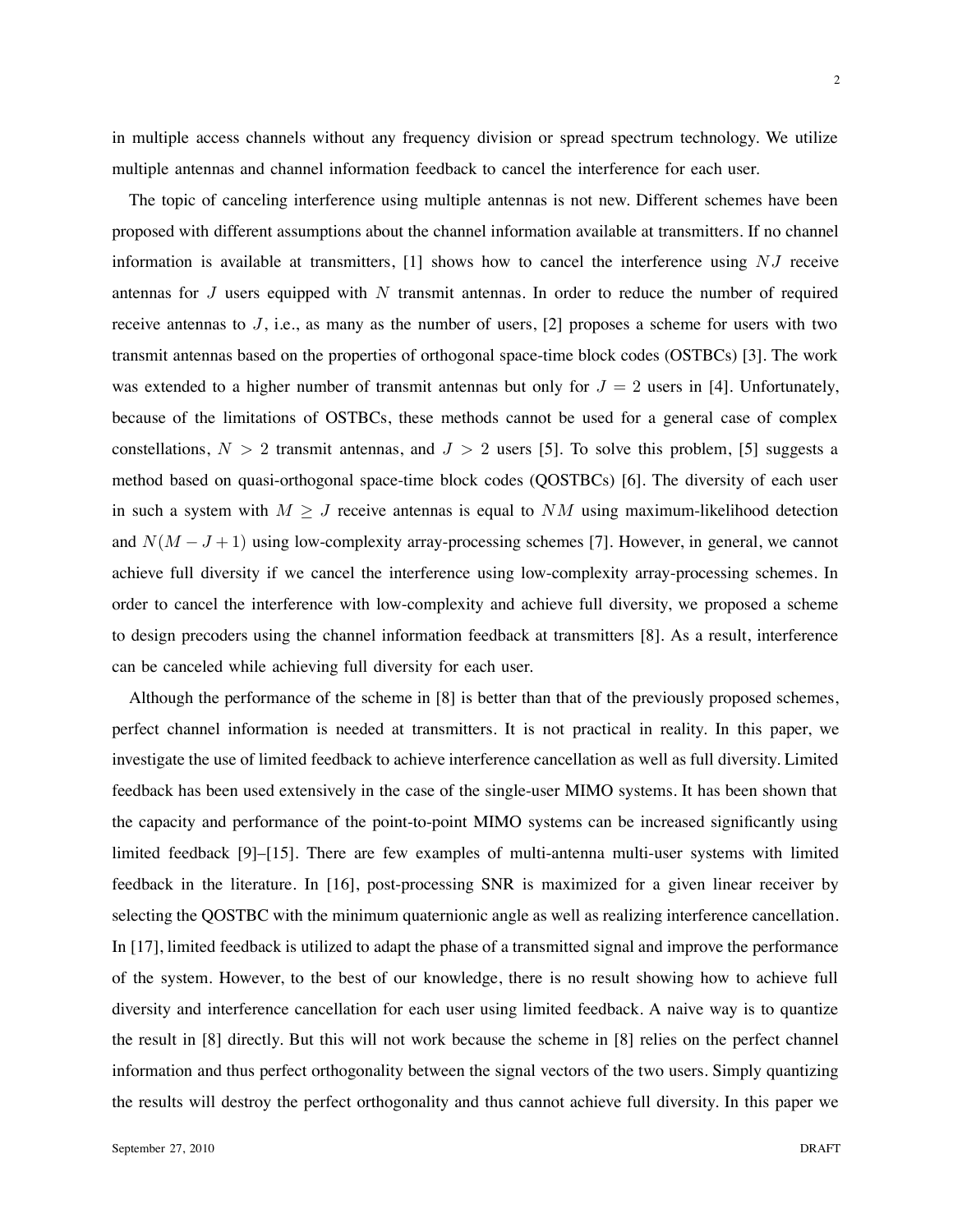in multiple access channels without any frequency division or spread spectrum technology. We utilize multiple antennas and channel information feedback to cancel the interference for each user.

The topic of canceling interference using multiple antennas is not new. Different schemes have been proposed with different assumptions about the channel information available at transmitters. If no channel information is available at transmitters, [1] shows how to cancel the interference using $NJ$ receive antennas for $J$ users equipped with $N$ transmit antennas. In order to reduce the number of required receive antennas to $J$, i.e., as many as the number of users, [2] proposes a scheme for users with two transmit antennas based on the properties of orthogonal space-time block codes (OSTBCs) [3]. The work was extended to a higher number of transmit antennas but only for $J = 2$ users in [4]. Unfortunately, because of the limitations of OSTBCs, these methods cannot be used for a general case of complex constellations, $N > 2$ transmit antennas, and $J > 2$ users [5]. To solve this problem, [5] suggests a method based on quasi-orthogonal space-time block codes (QOSTBCs) [6]. The diversity of each user in such a system with $M \geq J$ receive antennas is equal to $NM$ using maximum-likelihood detection and $N(M - J + 1)$ using low-complexity array-processing schemes [7]. However, in general, we cannot achieve full diversity if we cancel the interference using low-complexity array-processing schemes. In order to cancel the interference with low-complexity and achieve full diversity, we proposed a scheme to design precoders using the channel information feedback at transmitters [8]. As a result, interference can be canceled while achieving full diversity for each user.

Although the performance of the scheme in [8] is better than that of the previously proposed schemes, perfect channel information is needed at transmitters. It is not practical in reality. In this paper, we investigate the use of limited feedback to achieve interference cancellation as well as full diversity. Limited feedback has been used extensively in the case of the single-user MIMO systems. It has been shown that the capacity and performance of the point-to-point MIMO systems can be increased significantly using limited feedback [9]–[15]. There are few examples of multi-antenna multi-user systems with limited feedback in the literature. In [16], post-processing SNR is maximized for a given linear receiver by selecting the QOSTBC with the minimum quaternionic angle as well as realizing interference cancellation. In [17], limited feedback is utilized to adapt the phase of a transmitted signal and improve the performance of the system. However, to the best of our knowledge, there is no result showing how to achieve full diversity and interference cancellation for each user using limited feedback. A naive way is to quantize the result in [8] directly. But this will not work because the scheme in [8] relies on the perfect channel information and thus perfect orthogonality between the signal vectors of the two users. Simply quantizing the results will destroy the perfect orthogonality and thus cannot achieve full diversity. In this paper we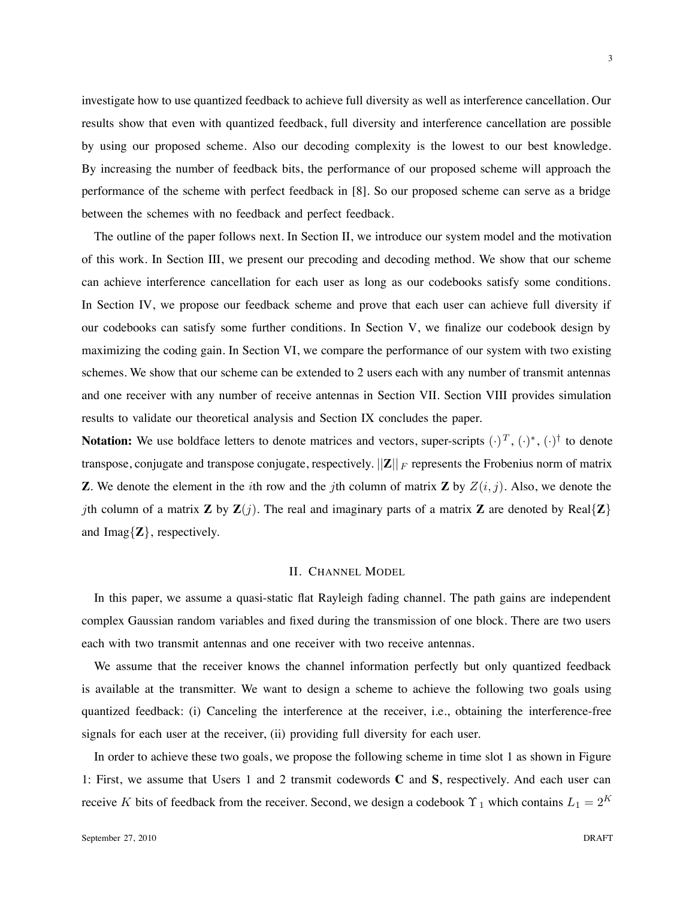investigate how to use quantized feedback to achieve full diversity as well as interference cancellation. Our results show that even with quantized feedback, full diversity and interference cancellation are possible by using our proposed scheme. Also our decoding complexity is the lowest to our best knowledge. By increasing the number of feedback bits, the performance of our proposed scheme will approach the performance of the scheme with perfect feedback in [8]. So our proposed scheme can serve as a bridge between the schemes with no feedback and perfect feedback.

The outline of the paper follows next. In Section II, we introduce our system model and the motivation of this work. In Section III, we present our precoding and decoding method. We show that our scheme can achieve interference cancellation for each user as long as our codebooks satisfy some conditions. In Section IV, we propose our feedback scheme and prove that each user can achieve full diversity if our codebooks can satisfy some further conditions. In Section V, we finalize our codebook design by maximizing the coding gain. In Section VI, we compare the performance of our system with two existing schemes. We show that our scheme can be extended to 2 users each with any number of transmit antennas and one receiver with any number of receive antennas in Section VII. Section VIII provides simulation results to validate our theoretical analysis and Section IX concludes the paper.

**Notation:** We use boldface letters to denote matrices and vectors, super-scripts $(\cdot)^T$, $(\cdot)^*$, $(\cdot)^\dagger$ to denote transpose, conjugate and transpose conjugate, respectively. $||\mathbf{Z}||_F$ represents the Frobenius norm of matrix $\mathbf{Z}$. We denote the element in the $i$th row and the $j$th column of matrix $\mathbf{Z}$ by $Z(i,j)$. Also, we denote the $j$th column of a matrix $\mathbf{Z}$ by $\mathbf{Z}(j)$. The real and imaginary parts of a matrix $\mathbf{Z}$ are denoted by Real$\{\mathbf{Z}\}$ and Imag$\{\mathbf{Z}\}$, respectively.

## II. Channel Model

In this paper, we assume a quasi-static flat Rayleigh fading channel. The path gains are independent complex Gaussian random variables and fixed during the transmission of one block. There are two users each with two transmit antennas and one receiver with two receive antennas.

We assume that the receiver knows the channel information perfectly but only quantized feedback is available at the transmitter. We want to design a scheme to achieve the following two goals using quantized feedback: (i) Canceling the interference at the receiver, i.e., obtaining the interference-free signals for each user at the receiver, (ii) providing full diversity for each user.

In order to achieve these two goals, we propose the following scheme in time slot 1 as shown in Figure 1: First, we assume that Users 1 and 2 transmit codewords $\mathbf{C}$ and $\mathbf{S}$, respectively. And each user can receive $K$ bits of feedback from the receiver. Second, we design a codebook $\Upsilon_1$ which contains $L_1 = 2^K$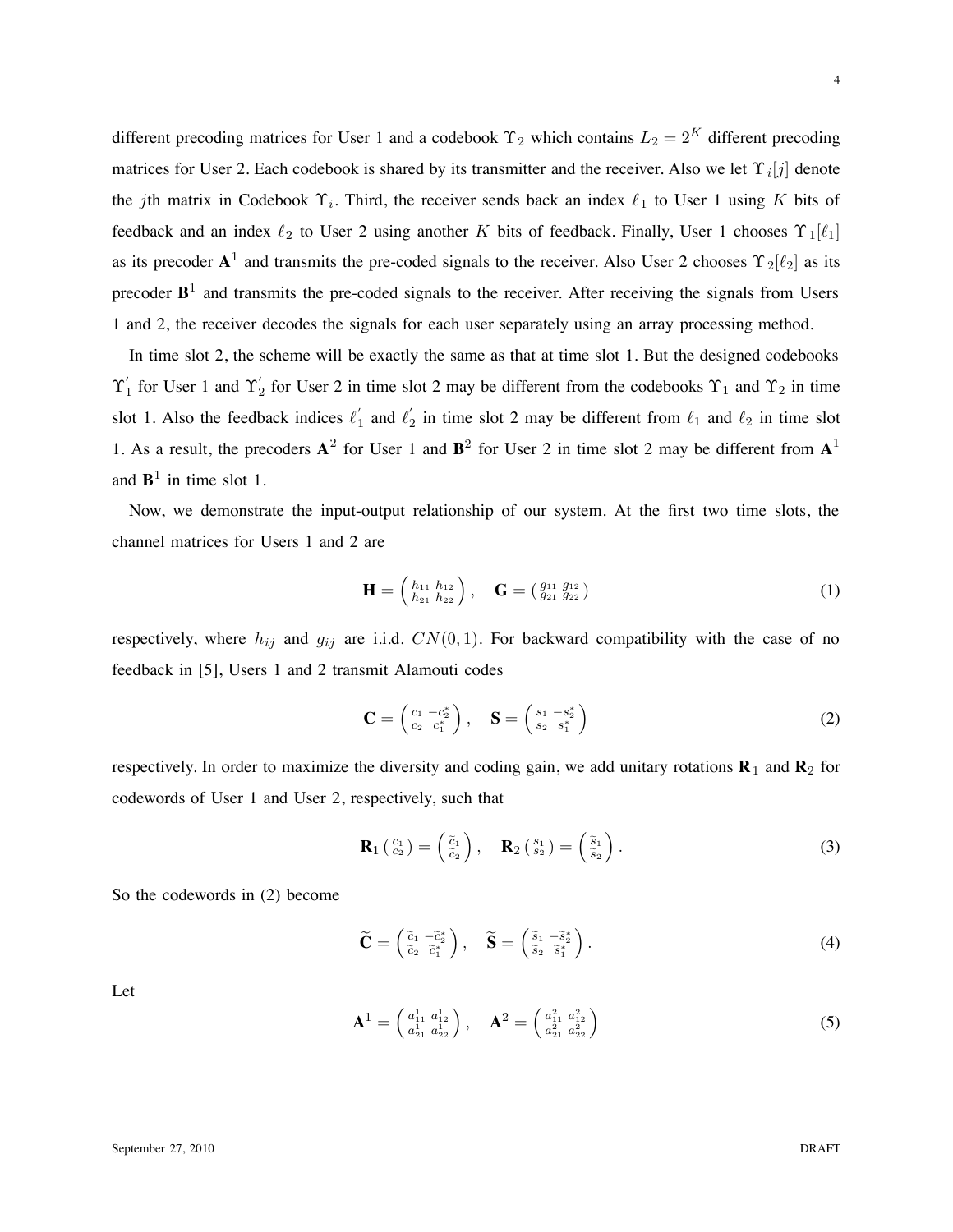different precoding matrices for User 1 and a codebook $\Upsilon_2$ which contains $L_2 = 2^K$ different precoding matrices for User 2. Each codebook is shared by its transmitter and the receiver. Also we let $\Upsilon_i[j]$ denote the $j$th matrix in Codebook $\Upsilon_i$. Third, the receiver sends back an index $\ell_1$ to User 1 using $K$ bits of feedback and an index $\ell_2$ to User 2 using another $K$ bits of feedback. Finally, User 1 chooses $\Upsilon_1[\ell_1]$ as its precoder $\mathbf{A}^1$ and transmits the pre-coded signals to the receiver. Also User 2 chooses $\Upsilon_2[\ell_2]$ as its precoder $\mathbf{B}^1$ and transmits the pre-coded signals to the receiver. After receiving the signals from Users 1 and 2, the receiver decodes the signals for each user separately using an array processing method.

In time slot 2, the scheme will be exactly the same as that at time slot 1. But the designed codebooks $\Upsilon_1'$ for User 1 and $\Upsilon_2'$ for User 2 in time slot 2 may be different from the codebooks $\Upsilon_1$ and $\Upsilon_2$ in time slot 1. Also the feedback indices $\ell_1'$ and $\ell_2'$ in time slot 2 may be different from $\ell_1$ and $\ell_2$ in time slot 1. As a result, the precoders $\mathbf{A}^2$ for User 1 and $\mathbf{B}^2$ for User 2 in time slot 2 may be different from $\mathbf{A}^1$ and $\mathbf{B}^1$ in time slot 1.

Now, we demonstrate the input-output relationship of our system. At the first two time slots, the channel matrices for Users 1 and 2 are

$$\mathbf{H} = \begin{pmatrix} h_{11} & h_{12} \\ h_{21} & h_{22} \end{pmatrix}, \quad \mathbf{G} = \begin{pmatrix} g_{11} & g_{12} \\ g_{21} & g_{22} \end{pmatrix} \tag{1}$$

respectively, where $h_{ij}$ and $g_{ij}$ are i.i.d. $CN(0,1)$. For backward compatibility with the case of no feedback in [5], Users 1 and 2 transmit Alamouti codes

$$\mathbf{C} = \begin{pmatrix} c_1 & -c_2^* \\ c_2 & c_1^* \end{pmatrix}, \quad \mathbf{S} = \begin{pmatrix} s_1 & -s_2^* \\ s_2 & s_1^* \end{pmatrix} \tag{2}$$

respectively. In order to maximize the diversity and coding gain, we add unitary rotations $\mathbf{R}_1$ and $\mathbf{R}_2$ for codewords of User 1 and User 2, respectively, such that

$$\mathbf{R}_1 \begin{pmatrix} c_1 \\ c_2 \end{pmatrix} = \begin{pmatrix} \widetilde{c}_1 \\ \widetilde{c}_2 \end{pmatrix}, \quad \mathbf{R}_2 \begin{pmatrix} s_1 \\ s_2 \end{pmatrix} = \begin{pmatrix} \widetilde{s}_1 \\ \widetilde{s}_2 \end{pmatrix}. \tag{3}$$

So the codewords in (2) become

$$\widetilde{\mathbf{C}} = \begin{pmatrix} \widetilde{c}_1 & -\widetilde{c}_2^* \\ \widetilde{c}_2 & \widetilde{c}_1^* \end{pmatrix}, \quad \widetilde{\mathbf{S}} = \begin{pmatrix} \widetilde{s}_1 & -\widetilde{s}_2^* \\ \widetilde{s}_2 & \widetilde{s}_1^* \end{pmatrix}. \tag{4}$$

Let

$$\mathbf{A}^1 = \begin{pmatrix} a_{11}^1 & a_{12}^1 \\ a_{21}^1 & a_{22}^1 \end{pmatrix}, \quad \mathbf{A}^2 = \begin{pmatrix} a_{11}^2 & a_{12}^2 \\ a_{21}^2 & a_{22}^2 \end{pmatrix} \tag{5}$$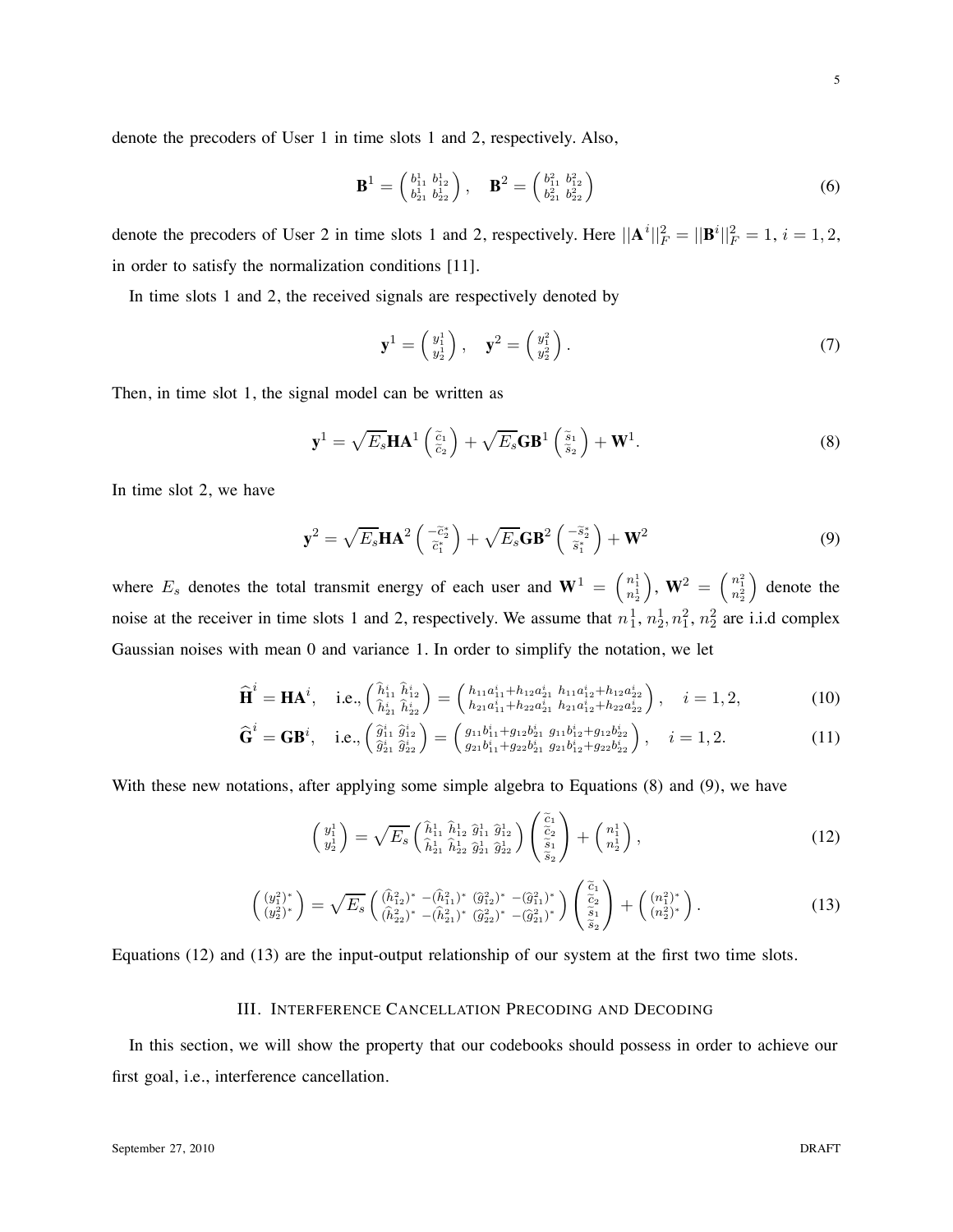denote the precoders of User 1 in time slots 1 and 2, respectively. Also,

$$\mathbf{B}^1 = \begin{pmatrix} b_{11}^1 & b_{12}^1 \\ b_{21}^1 & b_{22}^1 \end{pmatrix}, \quad \mathbf{B}^2 = \begin{pmatrix} b_{11}^2 & b_{12}^2 \\ b_{21}^2 & b_{22}^2 \end{pmatrix} \tag{6}$$

denote the precoders of User 2 in time slots 1 and 2, respectively. Here $||\mathbf{A}^i||_F^2 = ||\mathbf{B}^i||_F^2 = 1$, $i = 1, 2$, in order to satisfy the normalization conditions [11].

In time slots 1 and 2, the received signals are respectively denoted by

$$\mathbf{y}^1 = \begin{pmatrix} y_1^1 \\ y_2^1 \end{pmatrix}, \quad \mathbf{y}^2 = \begin{pmatrix} y_1^2 \\ y_2^2 \end{pmatrix}. \tag{7}$$

Then, in time slot 1, the signal model can be written as

$$\mathbf{y}^1 = \sqrt{E_s}\mathbf{H}\mathbf{A}^1 \begin{pmatrix} \widetilde{c}_1 \\ \widetilde{c}_2 \end{pmatrix} + \sqrt{E_s}\mathbf{G}\mathbf{B}^1 \begin{pmatrix} \widetilde{s}_1 \\ \widetilde{s}_2 \end{pmatrix} + \mathbf{W}^1. \tag{8}$$

In time slot 2, we have

$$\mathbf{y}^2 = \sqrt{E_s}\mathbf{H}\mathbf{A}^2 \begin{pmatrix} -\widetilde{c}_2^* \\ \widetilde{c}_1^* \end{pmatrix} + \sqrt{E_s}\mathbf{G}\mathbf{B}^2 \begin{pmatrix} -\widetilde{s}_2^* \\ \widetilde{s}_1^* \end{pmatrix} + \mathbf{W}^2 \tag{9}$$

where $E_s$ denotes the total transmit energy of each user and $\mathbf{W}^1 = \begin{pmatrix} n_1^1 \\ n_2^1 \end{pmatrix}$, $\mathbf{W}^2 = \begin{pmatrix} n_1^2 \\ n_2^2 \end{pmatrix}$ denote the noise at the receiver in time slots 1 and 2, respectively. We assume that $n_1^1, n_2^1, n_1^2, n_2^2$ are i.i.d complex Gaussian noises with mean 0 and variance 1. In order to simplify the notation, we let

$$\widehat{\mathbf{H}}^i = \mathbf{H}\mathbf{A}^i, \quad \text{i.e.,} \begin{pmatrix} \widehat{h}_{11}^i & \widehat{h}_{12}^i \\ \widehat{h}_{21}^i & \widehat{h}_{22}^i \end{pmatrix} = \begin{pmatrix} h_{11}a_{11}^i + h_{12}a_{21}^i & h_{11}a_{12}^i + h_{12}a_{22}^i \\ h_{21}a_{11}^i + h_{22}a_{21}^i & h_{21}a_{12}^i + h_{22}a_{22}^i \end{pmatrix}, \quad i = 1, 2, \tag{10}$$

$$\widehat{\mathbf{G}}^i = \mathbf{G}\mathbf{B}^i, \quad \text{i.e.,} \begin{pmatrix} \widehat{g}_{11}^i & \widehat{g}_{12}^i \\ \widehat{g}_{21}^i & \widehat{g}_{22}^i \end{pmatrix} = \begin{pmatrix} g_{11}b_{11}^i + g_{12}b_{21}^i & g_{11}b_{12}^i + g_{12}b_{22}^i \\ g_{21}b_{11}^i + g_{22}b_{21}^i & g_{21}b_{12}^i + g_{22}b_{22}^i \end{pmatrix}, \quad i = 1, 2. \tag{11}$$

With these new notations, after applying some simple algebra to Equations (8) and (9), we have

$$\begin{pmatrix} y_1^1 \\ y_2^1 \end{pmatrix} = \sqrt{E_s} \begin{pmatrix} \widehat{h}_{11}^1 & \widehat{h}_{12}^1 & \widehat{g}_{11}^1 & \widehat{g}_{12}^1 \\ \widehat{h}_{21}^1 & \widehat{h}_{22}^1 & \widehat{g}_{21}^1 & \widehat{g}_{22}^1 \end{pmatrix} \begin{pmatrix} \widetilde{c}_1 \\ \widetilde{c}_2 \\ \widetilde{s}_1 \\ \widetilde{s}_2 \end{pmatrix} + \begin{pmatrix} n_1^1 \\ n_2^1 \end{pmatrix}, \tag{12}$$

$$\begin{pmatrix} (y_1^2)^* \\ (y_2^2)^* \end{pmatrix} = \sqrt{E_s} \begin{pmatrix} (\widehat{h}_{12}^2)^* & -(\widehat{h}_{11}^2)^* & (\widehat{g}_{12}^2)^* & -(\widehat{g}_{11}^2)^* \\ (\widehat{h}_{22}^2)^* & -(\widehat{h}_{21}^2)^* & (\widehat{g}_{22}^2)^* & -(\widehat{g}_{21}^2)^* \end{pmatrix} \begin{pmatrix} \widetilde{c}_1 \\ \widetilde{c}_2 \\ \widetilde{s}_1 \\ \widetilde{s}_2 \end{pmatrix} + \begin{pmatrix} (n_1^2)^* \\ (n_2^2)^* \end{pmatrix}. \tag{13}$$

Equations (12) and (13) are the input-output relationship of our system at the first two time slots.

## III. Interference Cancellation Precoding and Decoding

In this section, we will show the property that our codebooks should possess in order to achieve our first goal, i.e., interference cancellation.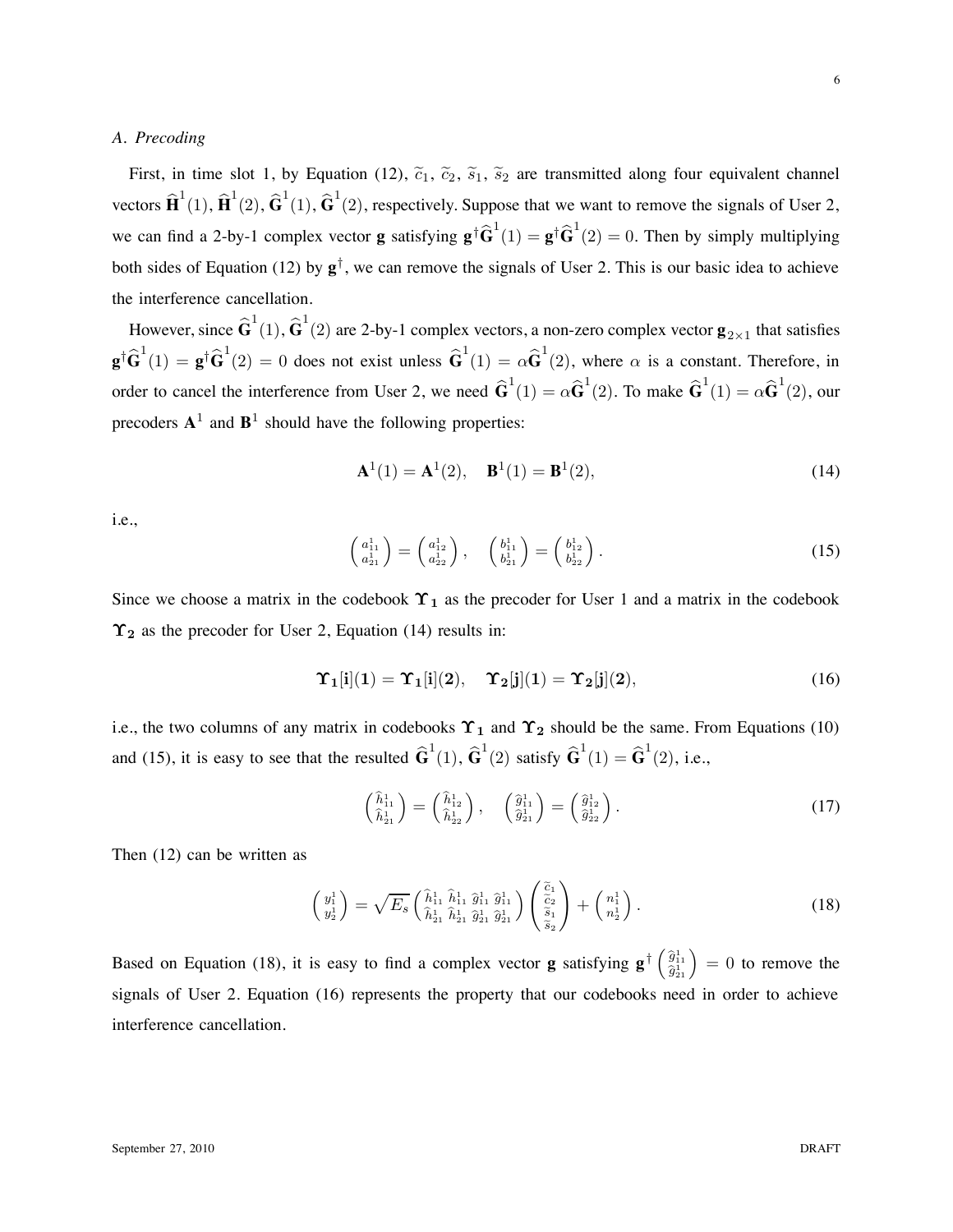### A. Precoding

First, in time slot 1, by Equation (12), $\widetilde{c}_1$, $\widetilde{c}_2$, $\widetilde{s}_1$, $\widetilde{s}_2$ are transmitted along four equivalent channel vectors $\widehat{\mathbf{H}}^1(1)$, $\widehat{\mathbf{H}}^1(2)$, $\widehat{\mathbf{G}}^1(1)$, $\widehat{\mathbf{G}}^1(2)$, respectively. Suppose that we want to remove the signals of User 2, we can find a 2-by-1 complex vector $\mathbf{g}$ satisfying $\mathbf{g}^\dagger \widehat{\mathbf{G}}^1(1) = \mathbf{g}^\dagger \widehat{\mathbf{G}}^1(2) = 0$. Then by simply multiplying both sides of Equation (12) by $\mathbf{g}^\dagger$, we can remove the signals of User 2. This is our basic idea to achieve the interference cancellation.

However, since $\widehat{\mathbf{G}}^1(1)$, $\widehat{\mathbf{G}}^1(2)$ are 2-by-1 complex vectors, a non-zero complex vector $\mathbf{g}_{2\times 1}$ that satisfies $\mathbf{g}^\dagger \widehat{\mathbf{G}}^1(1) = \mathbf{g}^\dagger \widehat{\mathbf{G}}^1(2) = 0$ does not exist unless $\widehat{\mathbf{G}}^1(1) = \alpha \widehat{\mathbf{G}}^1(2)$, where $\alpha$ is a constant. Therefore, in order to cancel the interference from User 2, we need $\widehat{\mathbf{G}}^1(1) = \alpha \widehat{\mathbf{G}}^1(2)$. To make $\widehat{\mathbf{G}}^1(1) = \alpha \widehat{\mathbf{G}}^1(2)$, our precoders $\mathbf{A}^1$ and $\mathbf{B}^1$ should have the following properties:

$$\mathbf{A}^1(1) = \mathbf{A}^1(2), \quad \mathbf{B}^1(1) = \mathbf{B}^1(2), \tag{14}$$

i.e.,

$$\begin{pmatrix} a_{11}^1 \\ a_{21}^1 \end{pmatrix} = \begin{pmatrix} a_{12}^1 \\ a_{22}^1 \end{pmatrix}, \quad \begin{pmatrix} b_{11}^1 \\ b_{21}^1 \end{pmatrix} = \begin{pmatrix} b_{12}^1 \\ b_{22}^1 \end{pmatrix}. \tag{15}$$

Since we choose a matrix in the codebook $\mathbf{\Upsilon_1}$ as the precoder for User 1 and a matrix in the codebook $\mathbf{\Upsilon_2}$ as the precoder for User 2, Equation (14) results in:

$$\mathbf{\Upsilon_1[i](1)} = \mathbf{\Upsilon_1[i](2)}, \quad \mathbf{\Upsilon_2[j](1)} = \mathbf{\Upsilon_2[j](2)}, \tag{16}$$

i.e., the two columns of any matrix in codebooks $\mathbf{\Upsilon_1}$ and $\mathbf{\Upsilon_2}$ should be the same. From Equations (10) and (15), it is easy to see that the resulted $\widehat{\mathbf{G}}^1(1)$, $\widehat{\mathbf{G}}^1(2)$ satisfy $\widehat{\mathbf{G}}^1(1) = \widehat{\mathbf{G}}^1(2)$, i.e.,

$$\begin{pmatrix} \widehat{h}_{11}^1 \\ \widehat{h}_{21}^1 \end{pmatrix} = \begin{pmatrix} \widehat{h}_{12}^1 \\ \widehat{h}_{22}^1 \end{pmatrix}, \quad \begin{pmatrix} \widehat{g}_{11}^1 \\ \widehat{g}_{21}^1 \end{pmatrix} = \begin{pmatrix} \widehat{g}_{12}^1 \\ \widehat{g}_{22}^1 \end{pmatrix}. \tag{17}$$

Then (12) can be written as

$$\begin{pmatrix} y_1^1 \\ y_2^1 \end{pmatrix} = \sqrt{E_s} \begin{pmatrix} \widehat{h}_{11}^1 & \widehat{h}_{11}^1 & \widehat{g}_{11}^1 & \widehat{g}_{11}^1 \\ \widehat{h}_{21}^1 & \widehat{h}_{21}^1 & \widehat{g}_{21}^1 & \widehat{g}_{21}^1 \end{pmatrix} \begin{pmatrix} \widetilde{c}_1 \\ \widetilde{c}_2 \\ \widetilde{s}_1 \\ \widetilde{s}_2 \end{pmatrix} + \begin{pmatrix} n_1^1 \\ n_2^1 \end{pmatrix}. \tag{18}$$

Based on Equation (18), it is easy to find a complex vector $\mathbf{g}$ satisfying $\mathbf{g}^\dagger \begin{pmatrix} \widehat{g}_{11}^1 \\ \widehat{g}_{21}^1 \end{pmatrix} = 0$ to remove the signals of User 2. Equation (16) represents the property that our codebooks need in order to achieve interference cancellation.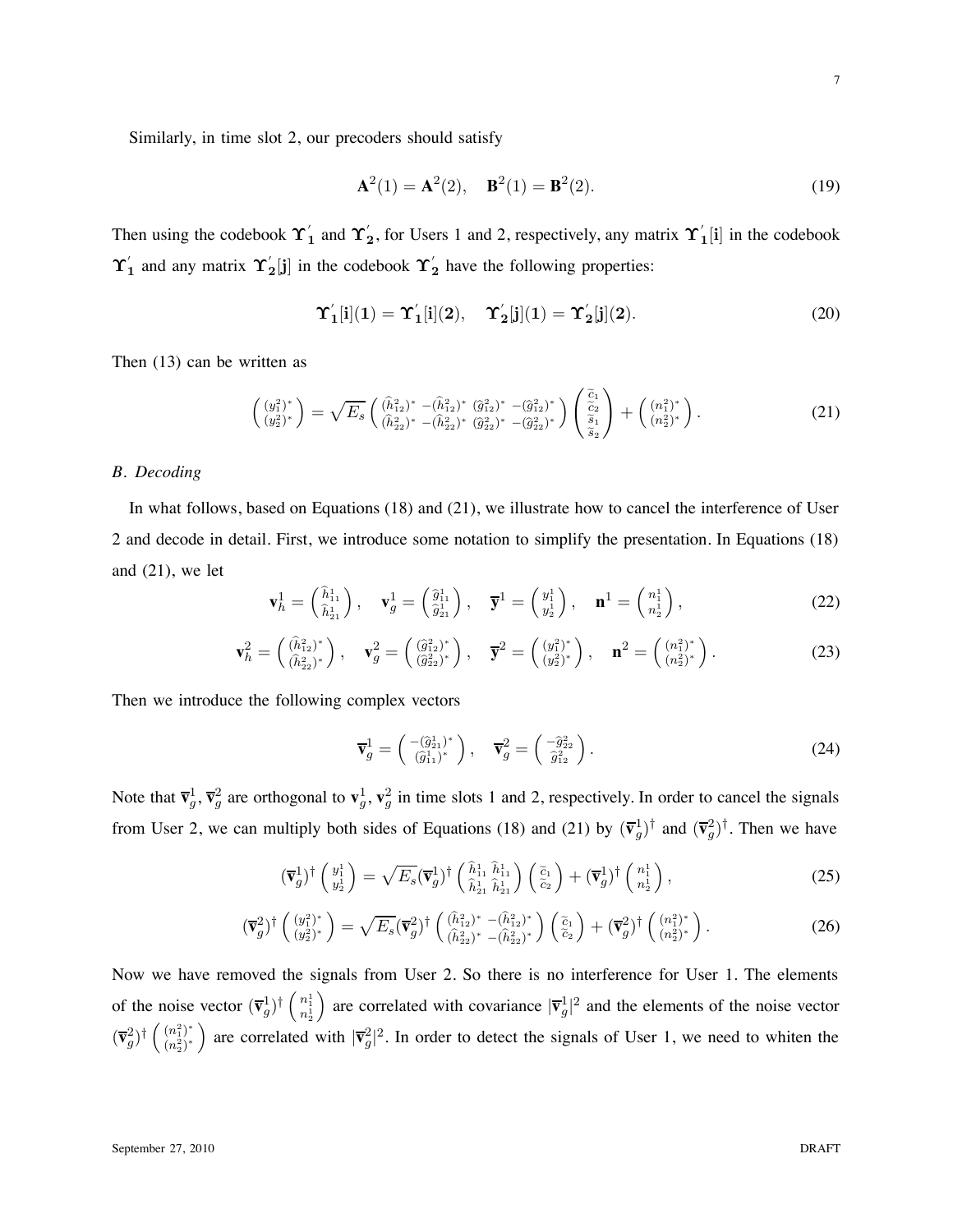Similarly, in time slot 2, our precoders should satisfy

$$\mathbf{A}^2(1) = \mathbf{A}^2(2), \quad \mathbf{B}^2(1) = \mathbf{B}^2(2). \tag{19}$$

Then using the codebook $\mathbf{\Upsilon}_1^{'}$ and $\mathbf{\Upsilon}_2^{'}$, for Users 1 and 2, respectively, any matrix $\mathbf{\Upsilon}_1^{'}[\mathbf{i}]$ in the codebook $\mathbf{\Upsilon}_1^{'}$ and any matrix $\mathbf{\Upsilon}_2^{'}[\mathbf{j}]$ in the codebook $\mathbf{\Upsilon}_2^{'}$ have the following properties:

$$\mathbf{\Upsilon}_1^{'}[\mathbf{i}](\mathbf{1}) = \mathbf{\Upsilon}_1^{'}[\mathbf{i}](\mathbf{2}), \quad \mathbf{\Upsilon}_2^{'}[\mathbf{j}](\mathbf{1}) = \mathbf{\Upsilon}_2^{'}[\mathbf{j}](\mathbf{2}). \tag{20}$$

Then (13) can be written as

$$\begin{pmatrix} (y_1^2)^* \\ (y_2^2)^* \end{pmatrix} = \sqrt{E_s} \begin{pmatrix} (\widehat{h}_{12}^2)^* & -(\widehat{h}_{12}^2)^* & (\widehat{g}_{12}^2)^* & -(\widehat{g}_{12}^2)^* \\ (\widehat{h}_{22}^2)^* & -(\widehat{h}_{22}^2)^* & (\widehat{g}_{22}^2)^* & -(\widehat{g}_{22}^2)^* \end{pmatrix} \begin{pmatrix} \widetilde{c}_1 \\ \widetilde{c}_2 \\ \widetilde{s}_1 \\ \widetilde{s}_2 \end{pmatrix} + \begin{pmatrix} (n_1^2)^* \\ (n_2^2)^* \end{pmatrix}. \tag{21}$$

### *B. Decoding*

In what follows, based on Equations (18) and (21), we illustrate how to cancel the interference of User 2 and decode in detail. First, we introduce some notation to simplify the presentation. In Equations (18) and (21), we let

$$\mathbf{v}_h^1 = \begin{pmatrix} \widehat{h}_{11}^1 \\ \widehat{h}_{21}^1 \end{pmatrix}, \quad \mathbf{v}_g^1 = \begin{pmatrix} \widehat{g}_{11}^1 \\ \widehat{g}_{21}^1 \end{pmatrix}, \quad \overline{\mathbf{y}}^1 = \begin{pmatrix} y_1^1 \\ y_2^1 \end{pmatrix}, \quad \mathbf{n}^1 = \begin{pmatrix} n_1^1 \\ n_2^1 \end{pmatrix}, \tag{22}$$

$$\mathbf{v}_h^2 = \begin{pmatrix} (\widehat{h}_{12}^2)^* \\ (\widehat{h}_{22}^2)^* \end{pmatrix}, \quad \mathbf{v}_g^2 = \begin{pmatrix} (\widehat{g}_{12}^2)^* \\ (\widehat{g}_{22}^2)^* \end{pmatrix}, \quad \overline{\mathbf{y}}^2 = \begin{pmatrix} (y_1^2)^* \\ (y_2^2)^* \end{pmatrix}, \quad \mathbf{n}^2 = \begin{pmatrix} (n_1^2)^* \\ (n_2^2)^* \end{pmatrix}. \tag{23}$$

Then we introduce the following complex vectors

$$\overline{\mathbf{v}}_g^1 = \begin{pmatrix} -(\widehat{g}_{21}^1)^* \\ (\widehat{g}_{11}^1)^* \end{pmatrix}, \quad \overline{\mathbf{v}}_g^2 = \begin{pmatrix} -\widehat{g}_{22}^2 \\ \widehat{g}_{12}^2 \end{pmatrix}. \tag{24}$$

Note that $\overline{\mathbf{v}}_g^1, \overline{\mathbf{v}}_g^2$ are orthogonal to $\mathbf{v}_g^1, \mathbf{v}_g^2$ in time slots 1 and 2, respectively. In order to cancel the signals from User 2, we can multiply both sides of Equations (18) and (21) by $(\overline{\mathbf{v}}_g^1)^\dagger$ and $(\overline{\mathbf{v}}_g^2)^\dagger$. Then we have

$$(\overline{\mathbf{v}}_g^1)^\dagger \begin{pmatrix} y_1^1 \\ y_2^1 \end{pmatrix} = \sqrt{E_s} (\overline{\mathbf{v}}_g^1)^\dagger \begin{pmatrix} \widehat{h}_{11}^1 & \widehat{h}_{11}^1 \\ \widehat{h}_{21}^1 & \widehat{h}_{21}^1 \end{pmatrix} \begin{pmatrix} \widetilde{c}_1 \\ \widetilde{c}_2 \end{pmatrix} + (\overline{\mathbf{v}}_g^1)^\dagger \begin{pmatrix} n_1^1 \\ n_2^1 \end{pmatrix}, \tag{25}$$

$$(\overline{\mathbf{v}}_g^2)^\dagger \begin{pmatrix} (y_1^2)^* \\ (y_2^2)^* \end{pmatrix} = \sqrt{E_s} (\overline{\mathbf{v}}_g^2)^\dagger \begin{pmatrix} (\widehat{h}_{12}^2)^* & -(\widehat{h}_{12}^2)^* \\ (\widehat{h}_{22}^2)^* & -(\widehat{h}_{22}^2)^* \end{pmatrix} \begin{pmatrix} \widetilde{c}_1 \\ \widetilde{c}_2 \end{pmatrix} + (\overline{\mathbf{v}}_g^2)^\dagger \begin{pmatrix} (n_1^2)^* \\ (n_2^2)^* \end{pmatrix}. \tag{26}$$

Now we have removed the signals from User 2. So there is no interference for User 1. The elements of the noise vector $(\overline{\mathbf{v}}_g^1)^\dagger \begin{pmatrix} n_1^1 \\ n_2^1 \end{pmatrix}$ are correlated with covariance $|\overline{\mathbf{v}}_g^1|^2$ and the elements of the noise vector $(\overline{\mathbf{v}}_g^2)^\dagger \begin{pmatrix} (n_1^2)^* \\ (n_2^2)^* \end{pmatrix}$ are correlated with $|\overline{\mathbf{v}}_g^2|^2$. In order to detect the signals of User 1, we need to whiten the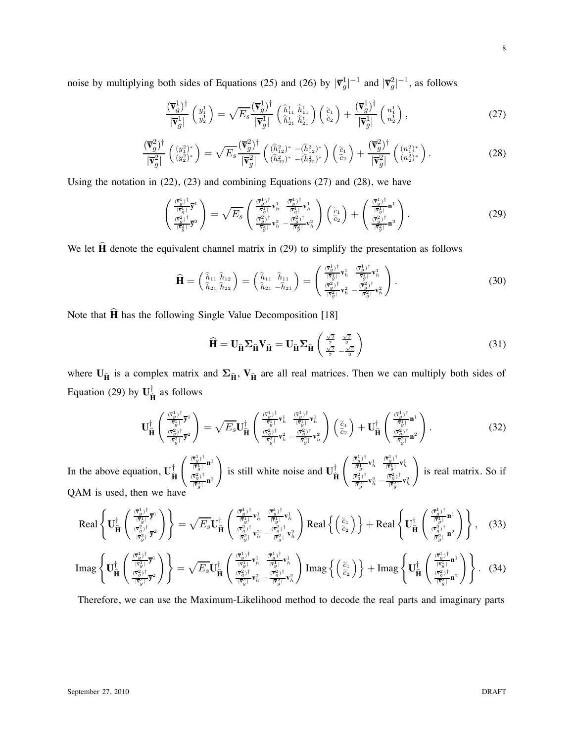noise by multiplying both sides of Equations (25) and (26) by $|\overline{\mathbf{v}}_g^1|^{-1}$ and $|\overline{\mathbf{v}}_g^2|^{-1}$, as follows

$$\frac{(\overline{\mathbf{v}}_g^1)^\dagger}{|\overline{\mathbf{v}}_g^1|}\begin{pmatrix} y_1^1 \\ y_2^1 \end{pmatrix} = \sqrt{E_s}\frac{(\overline{\mathbf{v}}_g^1)^\dagger}{|\overline{\mathbf{v}}_g^1|}\begin{pmatrix} \widehat{h}_{11}^1 & \widehat{h}_{11}^1 \\ \widehat{h}_{21}^1 & \widehat{h}_{21}^1 \end{pmatrix}\begin{pmatrix} \widetilde{c}_1 \\ \widetilde{c}_2 \end{pmatrix} + \frac{(\overline{\mathbf{v}}_g^1)^\dagger}{|\overline{\mathbf{v}}_g^1|}\begin{pmatrix} n_1^1 \\ n_2^1 \end{pmatrix}, \tag{27}$$

$$\frac{(\overline{\mathbf{v}}_g^2)^\dagger}{|\overline{\mathbf{v}}_g^2|}\begin{pmatrix} (y_1^2)^* \\ (y_2^2)^* \end{pmatrix} = \sqrt{E_s}\frac{(\overline{\mathbf{v}}_g^2)^\dagger}{|\overline{\mathbf{v}}_g^2|}\begin{pmatrix} (\widehat{h}_{12}^2)^* & -(\widehat{h}_{12}^2)^* \\ (\widehat{h}_{22}^2)^* & -(\widehat{h}_{22}^2)^* \end{pmatrix}\begin{pmatrix} \widetilde{c}_1 \\ \widetilde{c}_2 \end{pmatrix} + \frac{(\overline{\mathbf{v}}_g^2)^\dagger}{|\overline{\mathbf{v}}_g^2|}\begin{pmatrix} (n_1^2)^* \\ (n_2^2)^* \end{pmatrix}. \tag{28}$$

Using the notation in (22), (23) and combining Equations (27) and (28), we have

$$\begin{pmatrix} \frac{(\overline{\mathbf{v}}_g^1)^\dagger}{|\overline{\mathbf{v}}_g^1|}\overline{\mathbf{y}}^1 \\ \frac{(\overline{\mathbf{v}}_g^2)^\dagger}{|\overline{\mathbf{v}}_g^2|}\overline{\mathbf{y}}^2 \end{pmatrix} = \sqrt{E_s}\begin{pmatrix} \frac{(\overline{\mathbf{v}}_g^1)^\dagger}{|\overline{\mathbf{v}}_g^1|}\mathbf{v}_h^1 & \frac{(\overline{\mathbf{v}}_g^1)^\dagger}{|\overline{\mathbf{v}}_g^1|}\mathbf{v}_h^1 \\ \frac{(\overline{\mathbf{v}}_g^2)^\dagger}{|\overline{\mathbf{v}}_g^2|}\mathbf{v}_h^2 & -\frac{(\overline{\mathbf{v}}_g^2)^\dagger}{|\overline{\mathbf{v}}_g^2|}\mathbf{v}_h^2 \end{pmatrix}\begin{pmatrix} \widetilde{c}_1 \\ \widetilde{c}_2 \end{pmatrix} + \begin{pmatrix} \frac{(\overline{\mathbf{v}}_g^1)^\dagger}{|\overline{\mathbf{v}}_g^1|}\mathbf{n}^1 \\ \frac{(\overline{\mathbf{v}}_g^2)^\dagger}{|\overline{\mathbf{v}}_g^2|}\mathbf{n}^2 \end{pmatrix}. \tag{29}$$

We let $\widehat{\mathbf{H}}$ denote the equivalent channel matrix in (29) to simplify the presentation as follows

$$\widehat{\mathbf{H}} = \begin{pmatrix} \widehat{h}_{11} & \widehat{h}_{12} \\ \widehat{h}_{21} & \widehat{h}_{22} \end{pmatrix} = \begin{pmatrix} \widehat{h}_{11} & \widehat{h}_{11} \\ \widehat{h}_{21} & -\widehat{h}_{21} \end{pmatrix} = \begin{pmatrix} \frac{(\overline{\mathbf{v}}_g^1)^\dagger}{|\overline{\mathbf{v}}_g^1|}\mathbf{v}_h^1 & \frac{(\overline{\mathbf{v}}_g^1)^\dagger}{|\overline{\mathbf{v}}_g^1|}\mathbf{v}_h^1 \\ \frac{(\overline{\mathbf{v}}_g^2)^\dagger}{|\overline{\mathbf{v}}_g^2|}\mathbf{v}_h^2 & -\frac{(\overline{\mathbf{v}}_g^2)^\dagger}{|\overline{\mathbf{v}}_g^2|}\mathbf{v}_h^2 \end{pmatrix}. \tag{30}$$

Note that $\widehat{\mathbf{H}}$ has the following Single Value Decomposition [18]

$$\widehat{\mathbf{H}} = \mathbf{U}_{\widehat{\mathbf{H}}}\mathbf{\Sigma}_{\widehat{\mathbf{H}}}\mathbf{V}_{\widehat{\mathbf{H}}} = \mathbf{U}_{\widehat{\mathbf{H}}}\mathbf{\Sigma}_{\widehat{\mathbf{H}}}\begin{pmatrix} \frac{\sqrt{2}}{2} & \frac{\sqrt{2}}{2} \\ \frac{\sqrt{2}}{2} & -\frac{\sqrt{2}}{2} \end{pmatrix} \tag{31}$$

where $\mathbf{U}_{\widehat{\mathbf{H}}}$ is a complex matrix and $\mathbf{\Sigma}_{\widehat{\mathbf{H}}}$, $\mathbf{V}_{\widehat{\mathbf{H}}}$ are all real matrices. Then we can multiply both sides of Equation (29) by $\mathbf{U}_{\widehat{\mathbf{H}}}^\dagger$ as follows

$$\mathbf{U}_{\widehat{\mathbf{H}}}^\dagger\begin{pmatrix} \frac{(\overline{\mathbf{v}}_g^1)^\dagger}{|\overline{\mathbf{v}}_g^1|}\overline{\mathbf{y}}^1 \\ \frac{(\overline{\mathbf{v}}_g^2)^\dagger}{|\overline{\mathbf{v}}_g^2|}\overline{\mathbf{y}}^2 \end{pmatrix} = \sqrt{E_s}\mathbf{U}_{\widehat{\mathbf{H}}}^\dagger\begin{pmatrix} \frac{(\overline{\mathbf{v}}_g^1)^\dagger}{|\overline{\mathbf{v}}_g^1|}\mathbf{v}_h^1 & \frac{(\overline{\mathbf{v}}_g^1)^\dagger}{|\overline{\mathbf{v}}_g^1|}\mathbf{v}_h^1 \\ \frac{(\overline{\mathbf{v}}_g^2)^\dagger}{|\overline{\mathbf{v}}_g^2|}\mathbf{v}_h^2 & -\frac{(\overline{\mathbf{v}}_g^2)^\dagger}{|\overline{\mathbf{v}}_g^2|}\mathbf{v}_h^2 \end{pmatrix}\begin{pmatrix} \widetilde{c}_1 \\ \widetilde{c}_2 \end{pmatrix} + \mathbf{U}_{\widehat{\mathbf{H}}}^\dagger\begin{pmatrix} \frac{(\overline{\mathbf{v}}_g^1)^\dagger}{|\overline{\mathbf{v}}_g^1|}\mathbf{n}^1 \\ \frac{(\overline{\mathbf{v}}_g^2)^\dagger}{|\overline{\mathbf{v}}_g^2|}\mathbf{n}^2 \end{pmatrix}. \tag{32}$$

In the above equation, $\mathbf{U}_{\widehat{\mathbf{H}}}^\dagger\begin{pmatrix} \frac{(\overline{\mathbf{v}}_g^1)^\dagger}{|\overline{\mathbf{v}}_g^1|}\mathbf{n}^1 \\ \frac{(\overline{\mathbf{v}}_g^2)^\dagger}{|\overline{\mathbf{v}}_g^2|}\mathbf{n}^2 \end{pmatrix}$ is still white noise and $\mathbf{U}_{\widehat{\mathbf{H}}}^\dagger\begin{pmatrix} \frac{(\overline{\mathbf{v}}_g^1)^\dagger}{|\overline{\mathbf{v}}_g^1|}\mathbf{v}_h^1 & \frac{(\overline{\mathbf{v}}_g^1)^\dagger}{|\overline{\mathbf{v}}_g^1|}\mathbf{v}_h^1 \\ \frac{(\overline{\mathbf{v}}_g^2)^\dagger}{|\overline{\mathbf{v}}_g^2|}\mathbf{v}_h^2 & -\frac{(\overline{\mathbf{v}}_g^2)^\dagger}{|\overline{\mathbf{v}}_g^2|}\mathbf{v}_h^2 \end{pmatrix}$ is real matrix. So if QAM is used, then we have

$$\text{Real}\left\{\mathbf{U}_{\widehat{\mathbf{H}}}^\dagger\begin{pmatrix} \frac{(\overline{\mathbf{v}}_g^1)^\dagger}{|\overline{\mathbf{v}}_g^1|}\overline{\mathbf{y}}^1 \\ \frac{(\overline{\mathbf{v}}_g^2)^\dagger}{|\overline{\mathbf{v}}_g^2|}\overline{\mathbf{y}}^2 \end{pmatrix}\right\} = \sqrt{E_s}\mathbf{U}_{\widehat{\mathbf{H}}}^\dagger\begin{pmatrix} \frac{(\overline{\mathbf{v}}_g^1)^\dagger}{|\overline{\mathbf{v}}_g^1|}\mathbf{v}_h^1 & \frac{(\overline{\mathbf{v}}_g^1)^\dagger}{|\overline{\mathbf{v}}_g^1|}\mathbf{v}_h^1 \\ \frac{(\overline{\mathbf{v}}_g^2)^\dagger}{|\overline{\mathbf{v}}_g^2|}\mathbf{v}_h^2 & -\frac{(\overline{\mathbf{v}}_g^2)^\dagger}{|\overline{\mathbf{v}}_g^2|}\mathbf{v}_h^2 \end{pmatrix}\text{Real}\left\{\begin{pmatrix} \widetilde{c}_1 \\ \widetilde{c}_2 \end{pmatrix}\right\} + \text{Real}\left\{\mathbf{U}_{\widehat{\mathbf{H}}}^\dagger\begin{pmatrix} \frac{(\overline{\mathbf{v}}_g^1)^\dagger}{|\overline{\mathbf{v}}_g^1|}\mathbf{n}^1 \\ \frac{(\overline{\mathbf{v}}_g^2)^\dagger}{|\overline{\mathbf{v}}_g^2|}\mathbf{n}^2 \end{pmatrix}\right\}, \tag{33}$$

$$\text{Imag}\left\{\mathbf{U}_{\widehat{\mathbf{H}}}^\dagger\begin{pmatrix} \frac{(\overline{\mathbf{v}}_g^1)^\dagger}{|\overline{\mathbf{v}}_g^1|}\overline{\mathbf{y}}^1 \\ \frac{(\overline{\mathbf{v}}_g^2)^\dagger}{|\overline{\mathbf{v}}_g^2|}\overline{\mathbf{y}}^2 \end{pmatrix}\right\} = \sqrt{E_s}\mathbf{U}_{\widehat{\mathbf{H}}}^\dagger\begin{pmatrix} \frac{(\overline{\mathbf{v}}_g^1)^\dagger}{|\overline{\mathbf{v}}_g^1|}\mathbf{v}_h^1 & \frac{(\overline{\mathbf{v}}_g^1)^\dagger}{|\overline{\mathbf{v}}_g^1|}\mathbf{v}_h^1 \\ \frac{(\overline{\mathbf{v}}_g^2)^\dagger}{|\overline{\mathbf{v}}_g^2|}\mathbf{v}_h^2 & -\frac{(\overline{\mathbf{v}}_g^2)^\dagger}{|\overline{\mathbf{v}}_g^2|}\mathbf{v}_h^2 \end{pmatrix}\text{Imag}\left\{\begin{pmatrix} \widetilde{c}_1 \\ \widetilde{c}_2 \end{pmatrix}\right\} + \text{Imag}\left\{\mathbf{U}_{\widehat{\mathbf{H}}}^\dagger\begin{pmatrix} \frac{(\overline{\mathbf{v}}_g^1)^\dagger}{|\overline{\mathbf{v}}_g^1|}\mathbf{n}^1 \\ \frac{(\overline{\mathbf{v}}_g^2)^\dagger}{|\overline{\mathbf{v}}_g^2|}\mathbf{n}^2 \end{pmatrix}\right\}. \tag{34}$$

Therefore, we can use the Maximum-Likelihood method to decode the real parts and imaginary parts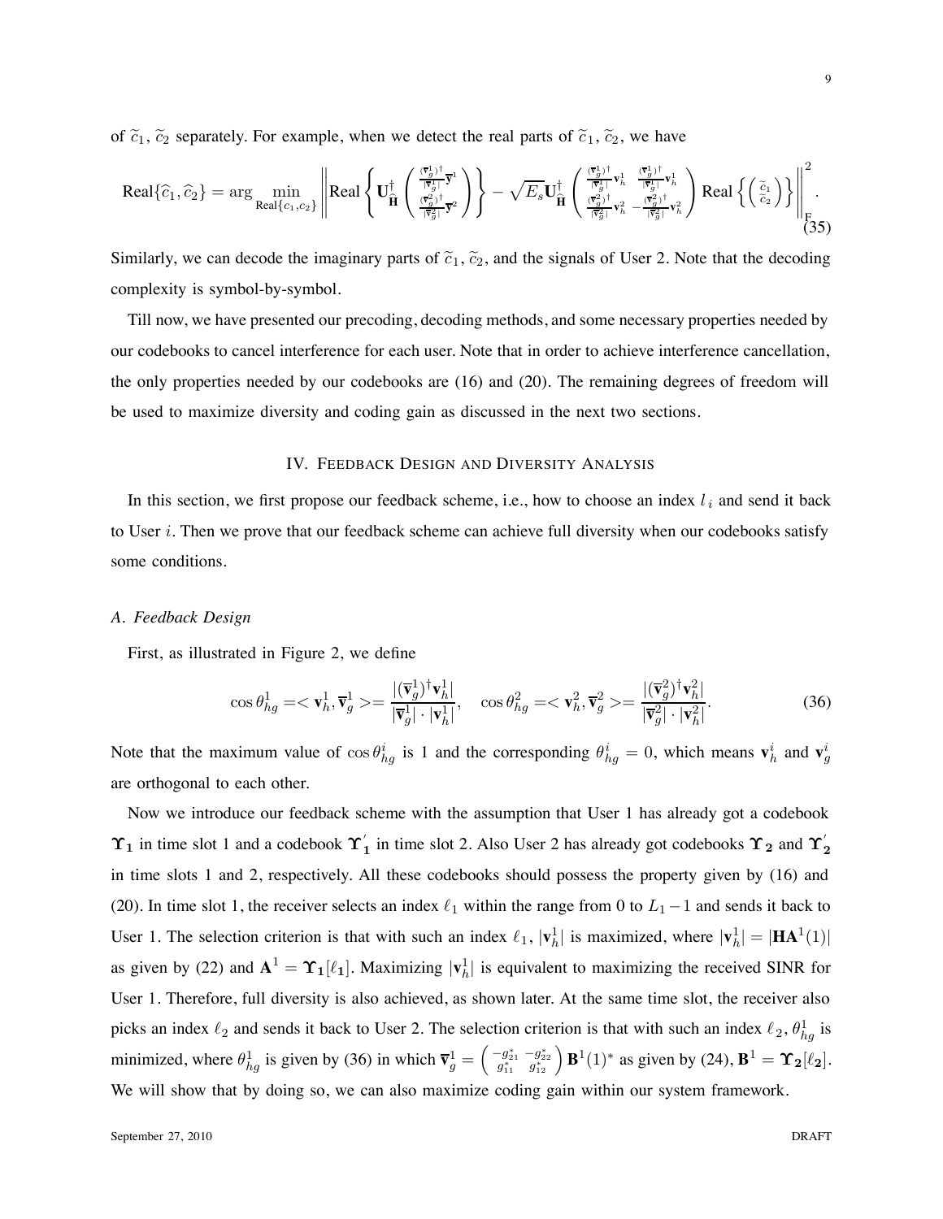of $\widetilde{c}_1$, $\widetilde{c}_2$ separately. For example, when we detect the real parts of $\widetilde{c}_1$, $\widetilde{c}_2$, we have

$$\text{Real}\{\widehat{c}_1, \widehat{c}_2\} = \arg \min_{\text{Real}\{c_1, c_2\}} \left\| \text{Real}\left\{ \mathbf{U}_{\widehat{\mathbf{H}}}^{\dagger} \begin{pmatrix} \frac{(\overline{\mathbf{v}}_g^1)^{\dagger}}{|\overline{\mathbf{v}}_g^1|} \overline{\mathbf{y}}^1 \\ \frac{(\overline{\mathbf{v}}_g^2)^{\dagger}}{|\overline{\mathbf{v}}_g^2|} \overline{\mathbf{y}}^2 \end{pmatrix} \right\} - \sqrt{E_s} \mathbf{U}_{\widehat{\mathbf{H}}}^{\dagger} \begin{pmatrix} \frac{(\overline{\mathbf{v}}_g^1)^{\dagger}}{|\overline{\mathbf{v}}_g^1|} \mathbf{v}_h^1 & \frac{(\overline{\mathbf{v}}_g^1)^{\dagger}}{|\overline{\mathbf{v}}_g^1|} \mathbf{v}_h^1 \\ \frac{(\overline{\mathbf{v}}_g^2)^{\dagger}}{|\overline{\mathbf{v}}_g^2|} \mathbf{v}_h^2 & -\frac{(\overline{\mathbf{v}}_g^2)^{\dagger}}{|\overline{\mathbf{v}}_g^2|} \mathbf{v}_h^2 \end{pmatrix} \text{Real}\left\{ \begin{pmatrix} \widetilde{c}_1 \\ \widetilde{c}_2 \end{pmatrix} \right\} \right\|_F^2 . \tag{35}$$

Similarly, we can decode the imaginary parts of $\widetilde{c}_1$, $\widetilde{c}_2$, and the signals of User 2. Note that the decoding complexity is symbol-by-symbol.

Till now, we have presented our precoding, decoding methods, and some necessary properties needed by our codebooks to cancel interference for each user. Note that in order to achieve interference cancellation, the only properties needed by our codebooks are (16) and (20). The remaining degrees of freedom will be used to maximize diversity and coding gain as discussed in the next two sections.

## IV. Feedback Design and Diversity Analysis

In this section, we first propose our feedback scheme, i.e., how to choose an index $l_i$ and send it back to User $i$. Then we prove that our feedback scheme can achieve full diversity when our codebooks satisfy some conditions.

### A. Feedback Design

First, as illustrated in Figure 2, we define

$$\cos\theta_{hg}^1 = <\mathbf{v}_h^1, \overline{\mathbf{v}}_g^1> = \frac{|(\overline{\mathbf{v}}_g^1)^{\dagger}\mathbf{v}_h^1|}{|\overline{\mathbf{v}}_g^1| \cdot |\mathbf{v}_h^1|}, \quad \cos\theta_{hg}^2 = <\mathbf{v}_h^2, \overline{\mathbf{v}}_g^2> = \frac{|(\overline{\mathbf{v}}_g^2)^{\dagger}\mathbf{v}_h^2|}{|\overline{\mathbf{v}}_g^2| \cdot |\mathbf{v}_h^2|}. \tag{36}$$

Note that the maximum value of $\cos\theta_{hg}^i$ is 1 and the corresponding $\theta_{hg}^i = 0$, which means $\mathbf{v}_h^i$ and $\mathbf{v}_g^i$ are orthogonal to each other.

Now we introduce our feedback scheme with the assumption that User 1 has already got a codebook $\mathbf{\Upsilon_1}$ in time slot 1 and a codebook $\mathbf{\Upsilon}_1'$ in time slot 2. Also User 2 has already got codebooks $\mathbf{\Upsilon_2}$ and $\mathbf{\Upsilon}_2'$ in time slots 1 and 2, respectively. All these codebooks should possess the property given by (16) and (20). In time slot 1, the receiver selects an index $\ell_1$ within the range from 0 to $L_1 - 1$ and sends it back to User 1. The selection criterion is that with such an index $\ell_1$, $|\mathbf{v}_h^1|$ is maximized, where $|\mathbf{v}_h^1| = |\mathbf{H}\mathbf{A}^1(1)|$ as given by (22) and $\mathbf{A}^1 = \mathbf{\Upsilon_1}[\ell_1]$. Maximizing $|\mathbf{v}_h^1|$ is equivalent to maximizing the received SINR for User 1. Therefore, full diversity is also achieved, as shown later. At the same time slot, the receiver also picks an index $\ell_2$ and sends it back to User 2. The selection criterion is that with such an index $\ell_2$, $\theta_{hg}^1$ is minimized, where $\theta_{hg}^1$ is given by (36) in which $\overline{\mathbf{v}}_g^1 = \begin{pmatrix} -g_{21}^* & -g_{22}^* \\ g_{11}^* & g_{12}^* \end{pmatrix} \mathbf{B}^1(1)^*$ as given by (24), $\mathbf{B}^1 = \mathbf{\Upsilon_2}[\ell_2]$. We will show that by doing so, we can also maximize coding gain within our system framework.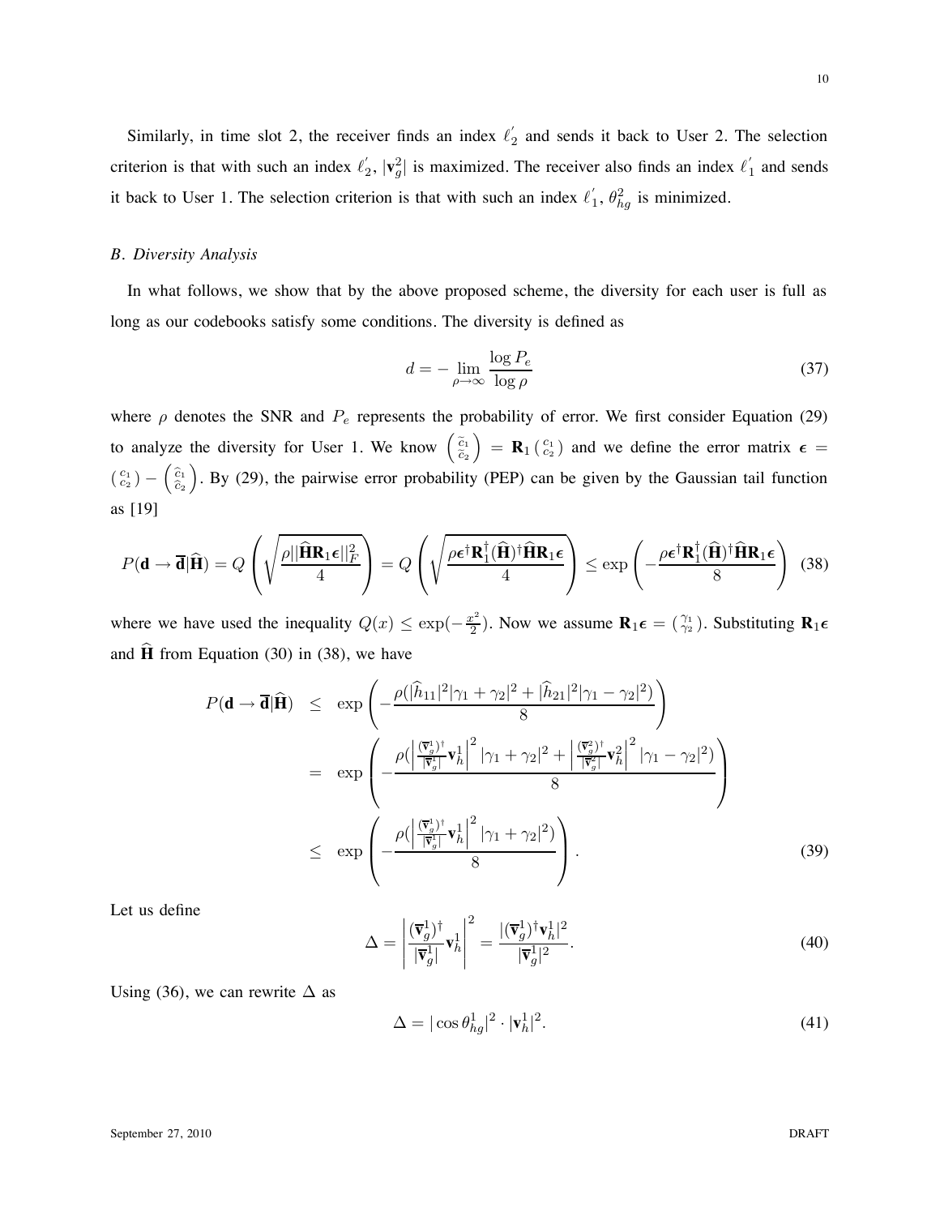Similarly, in time slot 2, the receiver finds an index $\ell_2^{'}$ and sends it back to User 2. The selection criterion is that with such an index $\ell_2^{'}$, $|\mathbf{v}_g^2|$ is maximized. The receiver also finds an index $\ell_1^{'}$ and sends it back to User 1. The selection criterion is that with such an index $\ell_1^{'}$, $\theta_{hg}^2$ is minimized.

### *B. Diversity Analysis*

In what follows, we show that by the above proposed scheme, the diversity for each user is full as long as our codebooks satisfy some conditions. The diversity is defined as

$$d = -\lim_{\rho \to \infty} \frac{\log P_e}{\log \rho} \tag{37}$$

where $\rho$ denotes the SNR and $P_e$ represents the probability of error. We first consider Equation (29) to analyze the diversity for User 1. We know $\left(\begin{smallmatrix} \tilde{c}_1 \\ \tilde{c}_2 \end{smallmatrix}\right) = \mathbf{R}_1 \left(\begin{smallmatrix} c_1 \\ c_2 \end{smallmatrix}\right)$ and we define the error matrix $\boldsymbol{\epsilon} = \left(\begin{smallmatrix} c_1 \\ c_2 \end{smallmatrix}\right) - \left(\begin{smallmatrix} \hat{c}_1 \\ \hat{c}_2 \end{smallmatrix}\right)$. By (29), the pairwise error probability (PEP) can be given by the Gaussian tail function as [19]

$$P(\mathbf{d} \to \overline{\mathbf{d}}|\widehat{\mathbf{H}}) = Q\left(\sqrt{\frac{\rho||\widehat{\mathbf{H}}\mathbf{R}_1\boldsymbol{\epsilon}||_F^2}{4}}\right) = Q\left(\sqrt{\frac{\rho\boldsymbol{\epsilon}^\dagger\mathbf{R}_1^\dagger(\widehat{\mathbf{H}})^\dagger\widehat{\mathbf{H}}\mathbf{R}_1\boldsymbol{\epsilon}}{4}}\right) \leq \exp\left(-\frac{\rho\boldsymbol{\epsilon}^\dagger\mathbf{R}_1^\dagger(\widehat{\mathbf{H}})^\dagger\widehat{\mathbf{H}}\mathbf{R}_1\boldsymbol{\epsilon}}{8}\right) \tag{38}$$

where we have used the inequality $Q(x) \leq \exp(-\frac{x^2}{2})$. Now we assume $\mathbf{R}_1\boldsymbol{\epsilon} = \left(\begin{smallmatrix} \gamma_1 \\ \gamma_2 \end{smallmatrix}\right)$. Substituting $\mathbf{R}_1\boldsymbol{\epsilon}$ and $\widehat{\mathbf{H}}$ from Equation (30) in (38), we have

$$\begin{aligned}
P(\mathbf{d} \to \overline{\mathbf{d}}|\widehat{\mathbf{H}}) &\leq \exp\left(-\frac{\rho(|\widehat{h}_{11}|^2|\gamma_1+\gamma_2|^2 + |\widehat{h}_{21}|^2|\gamma_1-\gamma_2|^2)}{8}\right) \\
&= \exp\left(-\frac{\rho(\left|\frac{(\overline{\mathbf{v}}_g^1)^\dagger}{|\overline{\mathbf{v}}_g^1|}\mathbf{v}_h^1\right|^2|\gamma_1+\gamma_2|^2 + \left|\frac{(\overline{\mathbf{v}}_g^2)^\dagger}{|\overline{\mathbf{v}}_g^2|}\mathbf{v}_h^2\right|^2|\gamma_1-\gamma_2|^2)}{8}\right) \\
&\leq \exp\left(-\frac{\rho(\left|\frac{(\overline{\mathbf{v}}_g^1)^\dagger}{|\overline{\mathbf{v}}_g^1|}\mathbf{v}_h^1\right|^2|\gamma_1+\gamma_2|^2)}{8}\right).
\end{aligned} \tag{39}$$

Let us define

$$\Delta = \left|\frac{(\overline{\mathbf{v}}_g^1)^\dagger}{|\overline{\mathbf{v}}_g^1|}\mathbf{v}_h^1\right|^2 = \frac{|(\overline{\mathbf{v}}_g^1)^\dagger\mathbf{v}_h^1|^2}{|\overline{\mathbf{v}}_g^1|^2}. \tag{40}$$

Using (36), we can rewrite $\Delta$ as

$$\Delta = |\cos\theta_{hg}^1|^2 \cdot |\mathbf{v}_h^1|^2. \tag{41}$$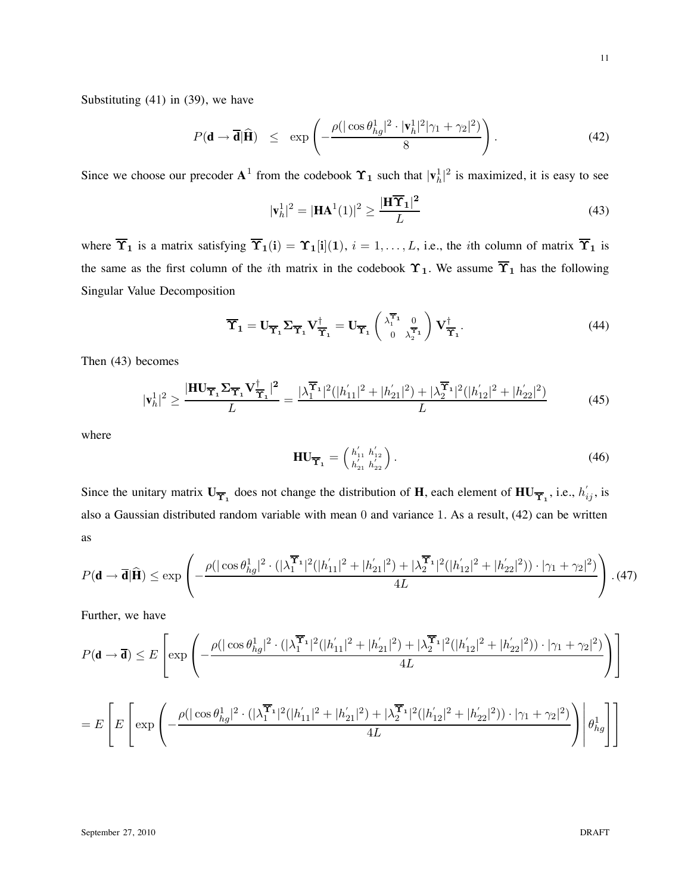Substituting (41) in (39), we have

$$P(\mathbf{d} \rightarrow \overline{\mathbf{d}}|\widehat{\mathbf{H}}) \leq \exp\left(-\frac{\rho(|\cos\theta_{hg}^1|^2 \cdot |\mathbf{v}_h^1|^2|\gamma_1 + \gamma_2|^2)}{8}\right). \tag{42}$$

Since we choose our precoder $\mathbf{A}^1$ from the codebook $\boldsymbol{\Upsilon}_1$ such that $|\mathbf{v}_h^1|^2$ is maximized, it is easy to see

$$|\mathbf{v}_h^1|^2 = |\mathbf{H}\mathbf{A}^1(1)|^2 \geq \frac{|\mathbf{H}\overline{\boldsymbol{\Upsilon}}_1|^2}{L} \tag{43}$$

where $\overline{\boldsymbol{\Upsilon}}_1$ is a matrix satisfying $\overline{\boldsymbol{\Upsilon}}_1(\mathbf{i}) = \boldsymbol{\Upsilon}_1[\mathbf{i}](\mathbf{1})$, $i = 1, \ldots, L$, i.e., the $i$th column of matrix $\overline{\boldsymbol{\Upsilon}}_1$ is the same as the first column of the $i$th matrix in the codebook $\boldsymbol{\Upsilon}_1$. We assume $\overline{\boldsymbol{\Upsilon}}_1$ has the following Singular Value Decomposition

$$\overline{\boldsymbol{\Upsilon}}_1 = \mathbf{U}_{\overline{\boldsymbol{\Upsilon}}_1}\boldsymbol{\Sigma}_{\overline{\boldsymbol{\Upsilon}}_1}\mathbf{V}_{\overline{\boldsymbol{\Upsilon}}_1}^{\dagger} = \mathbf{U}_{\overline{\boldsymbol{\Upsilon}}_1}\begin{pmatrix} \lambda_1^{\overline{\boldsymbol{\Upsilon}}_1} & 0 \\ 0 & \lambda_2^{\overline{\boldsymbol{\Upsilon}}_1} \end{pmatrix}\mathbf{V}_{\overline{\boldsymbol{\Upsilon}}_1}^{\dagger}. \tag{44}$$

Then (43) becomes

$$|\mathbf{v}_h^1|^2 \geq \frac{|\mathbf{H}\mathbf{U}_{\overline{\boldsymbol{\Upsilon}}_1}\boldsymbol{\Sigma}_{\overline{\boldsymbol{\Upsilon}}_1}\mathbf{V}_{\overline{\boldsymbol{\Upsilon}}_1}^{\dagger}|^2}{L} = \frac{|\lambda_1^{\overline{\boldsymbol{\Upsilon}}_1}|^2(|h_{11}^{'}|^2 + |h_{21}^{'}|^2) + |\lambda_2^{\overline{\boldsymbol{\Upsilon}}_1}|^2(|h_{12}^{'}|^2 + |h_{22}^{'}|^2)}{L} \tag{45}$$

where

$$\mathbf{H}\mathbf{U}_{\overline{\boldsymbol{\Upsilon}}_1} = \begin{pmatrix} h_{11}^{'} & h_{12}^{'} \\ h_{21}^{'} & h_{22}^{'} \end{pmatrix}. \tag{46}$$

Since the unitary matrix $\mathbf{U}_{\overline{\boldsymbol{\Upsilon}}_1}$ does not change the distribution of $\mathbf{H}$, each element of $\mathbf{H}\mathbf{U}_{\overline{\boldsymbol{\Upsilon}}_1}$, i.e., $h_{ij}^{'}$, is also a Gaussian distributed random variable with mean 0 and variance 1. As a result, (42) can be written as

$$P(\mathbf{d} \rightarrow \overline{\mathbf{d}}|\widehat{\mathbf{H}}) \leq \exp\left(-\frac{\rho(|\cos\theta_{hg}^1|^2 \cdot (|\lambda_1^{\overline{\boldsymbol{\Upsilon}}_1}|^2(|h_{11}^{'}|^2 + |h_{21}^{'}|^2) + |\lambda_2^{\overline{\boldsymbol{\Upsilon}}_1}|^2(|h_{12}^{'}|^2 + |h_{22}^{'}|^2)) \cdot |\gamma_1 + \gamma_2|^2)}{4L}\right). \tag{47}$$

Further, we have

$$P(\mathbf{d} \rightarrow \overline{\mathbf{d}}) \leq E\left[\exp\left(-\frac{\rho(|\cos\theta_{hg}^1|^2 \cdot (|\lambda_1^{\overline{\boldsymbol{\Upsilon}}_1}|^2(|h_{11}^{'}|^2 + |h_{21}^{'}|^2) + |\lambda_2^{\overline{\boldsymbol{\Upsilon}}_1}|^2(|h_{12}^{'}|^2 + |h_{22}^{'}|^2)) \cdot |\gamma_1 + \gamma_2|^2)}{4L}\right)\right]$$

$$= E\left[E\left[\exp\left(-\frac{\rho(|\cos\theta_{hg}^1|^2 \cdot (|\lambda_1^{\overline{\boldsymbol{\Upsilon}}_1}|^2(|h_{11}^{'}|^2 + |h_{21}^{'}|^2) + |\lambda_2^{\overline{\boldsymbol{\Upsilon}}_1}|^2(|h_{12}^{'}|^2 + |h_{22}^{'}|^2)) \cdot |\gamma_1 + \gamma_2|^2)}{4L}\right)\middle|\theta_{hg}^1\right]\right]$$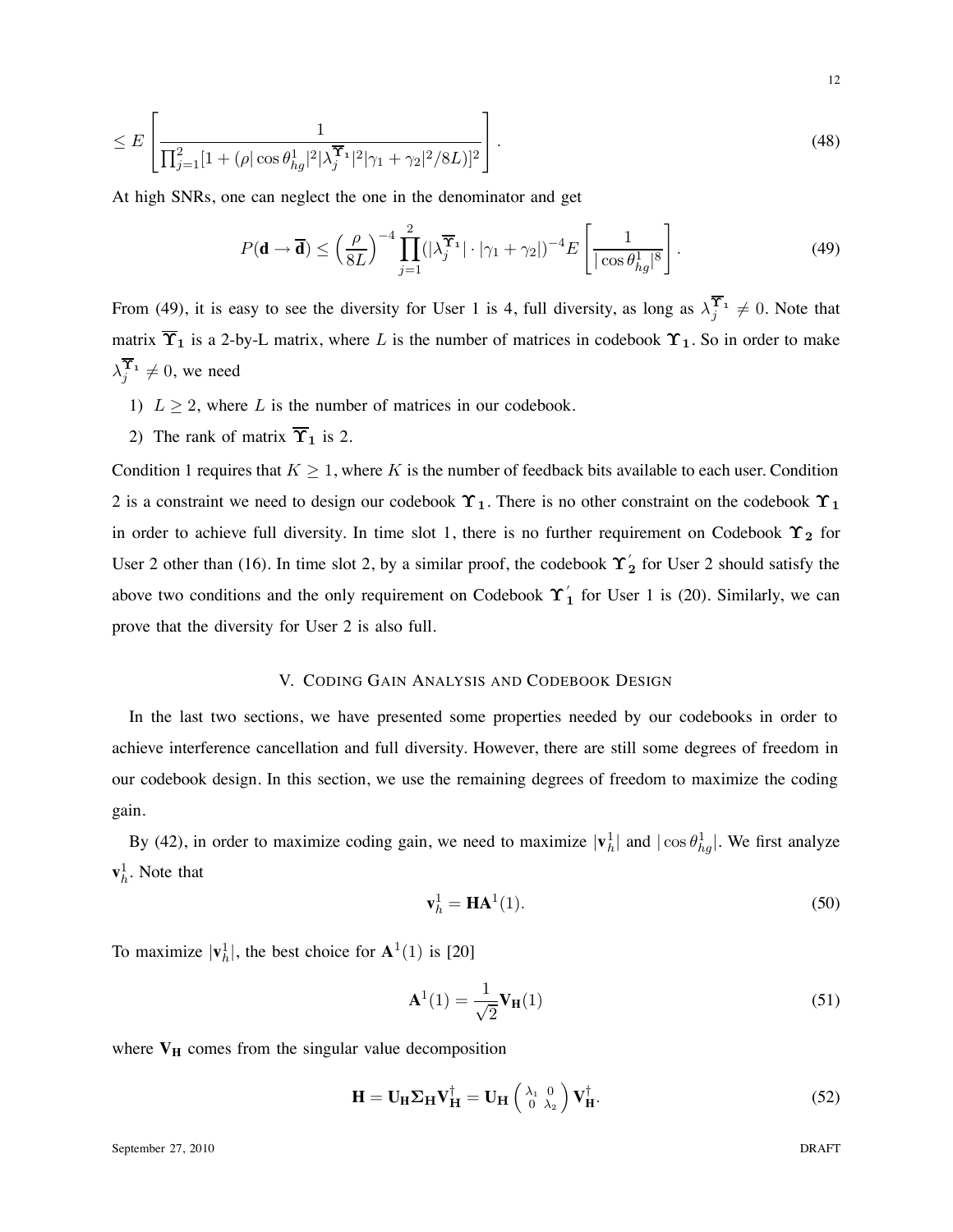$$\leq E\left[\frac{1}{\prod_{j=1}^{2}[1+(\rho|\cos\theta_{hg}^{1}|^2|\lambda_j^{\overline{\boldsymbol{\Upsilon}}_1}|^2|\gamma_1+\gamma_2|^2/8L)]^2}\right]. \tag{48}$$

At high SNRs, one can neglect the one in the denominator and get

$$P(\mathbf{d}\to\overline{\mathbf{d}}) \leq \left(\frac{\rho}{8L}\right)^{-4}\prod_{j=1}^{2}(|\lambda_j^{\overline{\boldsymbol{\Upsilon}}_1}|\cdot|\gamma_1+\gamma_2|)^{-4}E\left[\frac{1}{|\cos\theta_{hg}^{1}|^8}\right]. \tag{49}$$

From (49), it is easy to see the diversity for User 1 is 4, full diversity, as long as $\lambda_j^{\overline{\boldsymbol{\Upsilon}}_1}\neq 0$. Note that matrix $\overline{\boldsymbol{\Upsilon}}_1$ is a 2-by-L matrix, where $L$ is the number of matrices in codebook $\boldsymbol{\Upsilon}_1$. So in order to make $\lambda_j^{\overline{\boldsymbol{\Upsilon}}_1}\neq 0$, we need

1) $L\geq 2$, where $L$ is the number of matrices in our codebook.
2) The rank of matrix $\overline{\boldsymbol{\Upsilon}}_1$ is 2.

Condition 1 requires that $K\geq 1$, where $K$ is the number of feedback bits available to each user. Condition 2 is a constraint we need to design our codebook $\boldsymbol{\Upsilon}_1$. There is no other constraint on the codebook $\boldsymbol{\Upsilon}_1$ in order to achieve full diversity. In time slot 1, there is no further requirement on Codebook $\boldsymbol{\Upsilon}_2$ for User 2 other than (16). In time slot 2, by a similar proof, the codebook $\boldsymbol{\Upsilon}_2^{'}$ for User 2 should satisfy the above two conditions and the only requirement on Codebook $\boldsymbol{\Upsilon}_1^{'}$ for User 1 is (20). Similarly, we can prove that the diversity for User 2 is also full.

## V. Coding Gain Analysis and Codebook Design

In the last two sections, we have presented some properties needed by our codebooks in order to achieve interference cancellation and full diversity. However, there are still some degrees of freedom in our codebook design. In this section, we use the remaining degrees of freedom to maximize the coding gain.

By (42), in order to maximize coding gain, we need to maximize $|\mathbf{v}_h^1|$ and $|\cos\theta_{hg}^1|$. We first analyze $\mathbf{v}_h^1$. Note that

$$\mathbf{v}_h^1 = \mathbf{H}\mathbf{A}^1(1). \tag{50}$$

To maximize $|\mathbf{v}_h^1|$, the best choice for $\mathbf{A}^1(1)$ is [20]

$$\mathbf{A}^1(1) = \frac{1}{\sqrt{2}}\mathbf{V}_{\mathbf{H}}(1) \tag{51}$$

where $\mathbf{V}_{\mathbf{H}}$ comes from the singular value decomposition

$$\mathbf{H} = \mathbf{U}_{\mathbf{H}}\boldsymbol{\Sigma}_{\mathbf{H}}\mathbf{V}_{\mathbf{H}}^{\dagger} = \mathbf{U}_{\mathbf{H}}\begin{pmatrix}\lambda_1 & 0\\ 0 & \lambda_2\end{pmatrix}\mathbf{V}_{\mathbf{H}}^{\dagger}. \tag{52}$$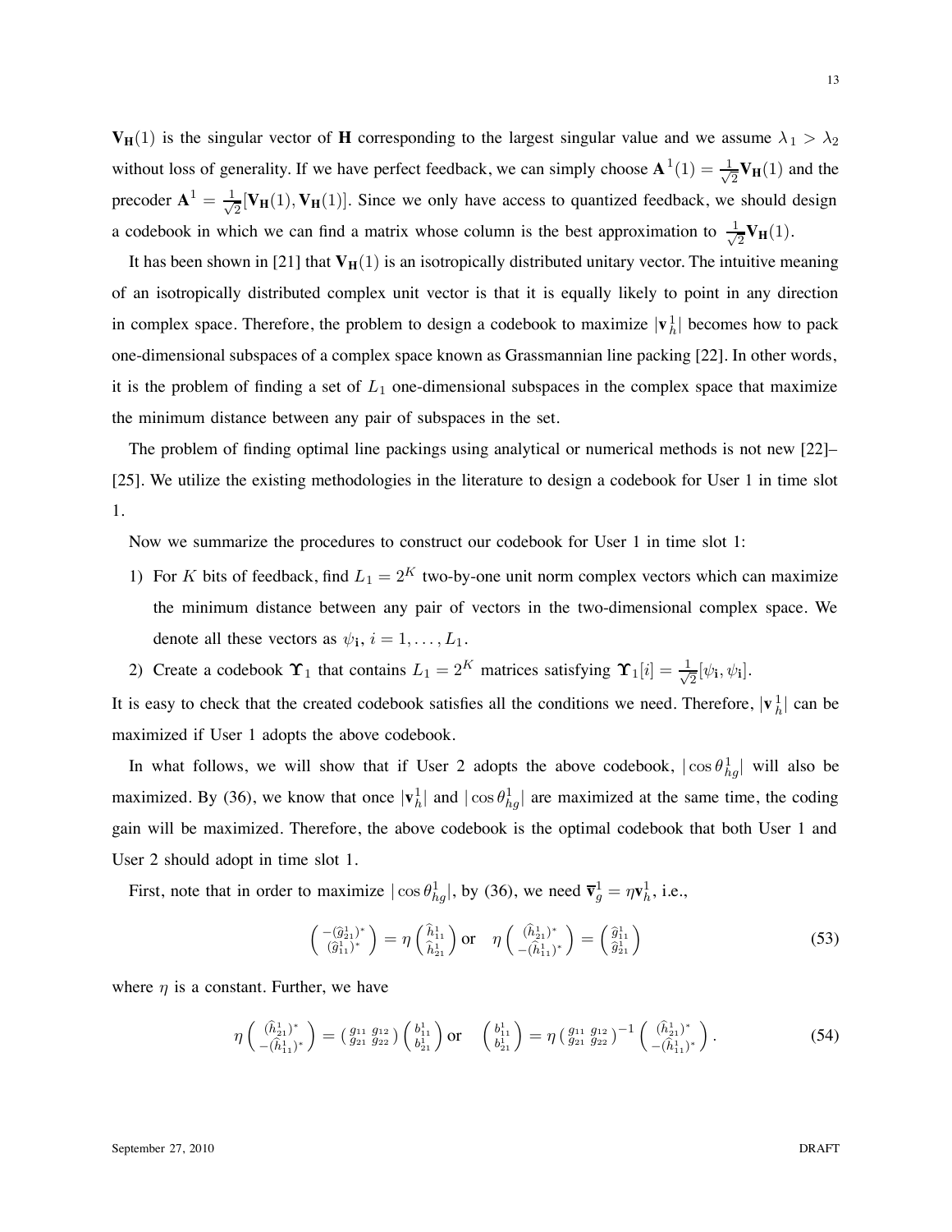$\mathbf{V_H}(1)$ is the singular vector of $\mathbf{H}$ corresponding to the largest singular value and we assume $\lambda_1 > \lambda_2$ without loss of generality. If we have perfect feedback, we can simply choose $\mathbf{A}^1(1) = \frac{1}{\sqrt{2}}\mathbf{V_H}(1)$ and the precoder $\mathbf{A}^1 = \frac{1}{\sqrt{2}}[\mathbf{V_H}(1), \mathbf{V_H}(1)]$. Since we only have access to quantized feedback, we should design a codebook in which we can find a matrix whose column is the best approximation to $\frac{1}{\sqrt{2}}\mathbf{V_H}(1)$.

It has been shown in [21] that $\mathbf{V_H}(1)$ is an isotropically distributed unitary vector. The intuitive meaning of an isotropically distributed complex unit vector is that it is equally likely to point in any direction in complex space. Therefore, the problem to design a codebook to maximize $|\mathbf{v}_h^1|$ becomes how to pack one-dimensional subspaces of a complex space known as Grassmannian line packing [22]. In other words, it is the problem of finding a set of $L_1$ one-dimensional subspaces in the complex space that maximize the minimum distance between any pair of subspaces in the set.

The problem of finding optimal line packings using analytical or numerical methods is not new [22]–[25]. We utilize the existing methodologies in the literature to design a codebook for User 1 in time slot 1.

Now we summarize the procedures to construct our codebook for User 1 in time slot 1:

1) For $K$ bits of feedback, find $L_1 = 2^K$ two-by-one unit norm complex vectors which can maximize the minimum distance between any pair of vectors in the two-dimensional complex space. We denote all these vectors as $\psi_{\mathbf{i}}$, $i = 1, \ldots, L_1$.
2) Create a codebook $\boldsymbol{\Upsilon}_1$ that contains $L_1 = 2^K$ matrices satisfying $\boldsymbol{\Upsilon}_1[i] = \frac{1}{\sqrt{2}}[\psi_{\mathbf{i}}, \psi_{\mathbf{i}}]$.

It is easy to check that the created codebook satisfies all the conditions we need. Therefore, $|\mathbf{v}_h^1|$ can be maximized if User 1 adopts the above codebook.

In what follows, we will show that if User 2 adopts the above codebook, $|\cos\theta_{hg}^1|$ will also be maximized. By (36), we know that once $|\mathbf{v}_h^1|$ and $|\cos\theta_{hg}^1|$ are maximized at the same time, the coding gain will be maximized. Therefore, the above codebook is the optimal codebook that both User 1 and User 2 should adopt in time slot 1.

First, note that in order to maximize $|\cos\theta_{hg}^1|$, by (36), we need $\overline{\mathbf{v}}_g^1 = \eta\mathbf{v}_h^1$, i.e.,

$$\begin{pmatrix} -(\widehat{g}_{21}^1)^* \\ (\widehat{g}_{11}^1)^* \end{pmatrix} = \eta \begin{pmatrix} \widehat{h}_{11}^1 \\ \widehat{h}_{21}^1 \end{pmatrix} \text{ or } \quad \eta \begin{pmatrix} (\widehat{h}_{21}^1)^* \\ -(\widehat{h}_{11}^1)^* \end{pmatrix} = \begin{pmatrix} \widehat{g}_{11}^1 \\ \widehat{g}_{21}^1 \end{pmatrix} \tag{53}$$

where $\eta$ is a constant. Further, we have

$$\eta \begin{pmatrix} (\widehat{h}_{21}^1)^* \\ -(\widehat{h}_{11}^1)^* \end{pmatrix} = \begin{pmatrix} g_{11} & g_{12} \\ g_{21} & g_{22} \end{pmatrix} \begin{pmatrix} b_{11}^1 \\ b_{21}^1 \end{pmatrix} \text{ or } \quad \begin{pmatrix} b_{11}^1 \\ b_{21}^1 \end{pmatrix} = \eta \begin{pmatrix} g_{11} & g_{12} \\ g_{21} & g_{22} \end{pmatrix}^{-1} \begin{pmatrix} (\widehat{h}_{21}^1)^* \\ -(\widehat{h}_{11}^1)^* \end{pmatrix}. \tag{54}$$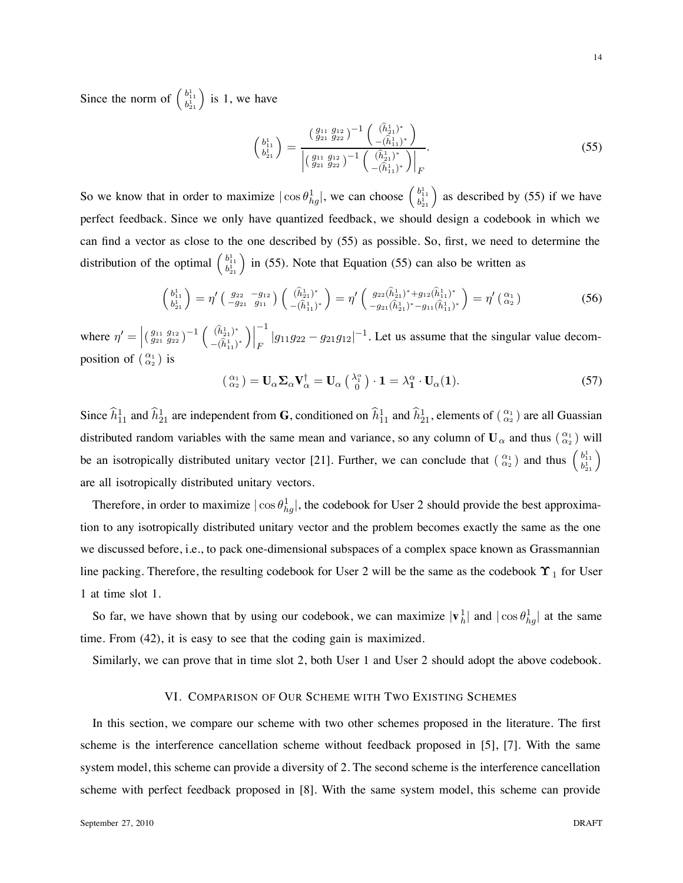Since the norm of $\begin{pmatrix} b_{11}^1 \\ b_{21}^1 \end{pmatrix}$ is 1, we have

$$\begin{pmatrix} b_{11}^1 \\ b_{21}^1 \end{pmatrix} = \frac{\begin{pmatrix} g_{11} & g_{12} \\ g_{21} & g_{22} \end{pmatrix}^{-1} \begin{pmatrix} (\widehat{h}_{21}^1)^* \\ -(\widehat{h}_{11}^1)^* \end{pmatrix}}{\left| \begin{pmatrix} g_{11} & g_{12} \\ g_{21} & g_{22} \end{pmatrix}^{-1} \begin{pmatrix} (\widehat{h}_{21}^1)^* \\ -(\widehat{h}_{11}^1)^* \end{pmatrix} \right|_F}. \tag{55}$$

So we know that in order to maximize $|\cos \theta_{hg}^1|$, we can choose $\begin{pmatrix} b_{11}^1 \\ b_{21}^1 \end{pmatrix}$ as described by (55) if we have perfect feedback. Since we only have quantized feedback, we should design a codebook in which we can find a vector as close to the one described by (55) as possible. So, first, we need to determine the distribution of the optimal $\begin{pmatrix} b_{11}^1 \\ b_{21}^1 \end{pmatrix}$ in (55). Note that Equation (55) can also be written as

$$\begin{pmatrix} b_{11}^1 \\ b_{21}^1 \end{pmatrix} = \eta' \begin{pmatrix} g_{22} & -g_{12} \\ -g_{21} & g_{11} \end{pmatrix} \begin{pmatrix} (\widehat{h}_{21}^1)^* \\ -(\widehat{h}_{11}^1)^* \end{pmatrix} = \eta' \begin{pmatrix} g_{22}(\widehat{h}_{21}^1)^* + g_{12}(\widehat{h}_{11}^1)^* \\ -g_{21}(\widehat{h}_{21}^1)^* - g_{11}(\widehat{h}_{11}^1)^* \end{pmatrix} = \eta' \begin{pmatrix} \alpha_1 \\ \alpha_2 \end{pmatrix} \tag{56}$$

where $\eta' = \left| \begin{pmatrix} g_{11} & g_{12} \\ g_{21} & g_{22} \end{pmatrix}^{-1} \begin{pmatrix} (\widehat{h}_{21}^1)^* \\ -(\widehat{h}_{11}^1)^* \end{pmatrix} \right|_F^{-1} |g_{11}g_{22} - g_{21}g_{12}|^{-1}$. Let us assume that the singular value decomposition of $\begin{pmatrix} \alpha_1 \\ \alpha_2 \end{pmatrix}$ is

$$\begin{pmatrix} \alpha_1 \\ \alpha_2 \end{pmatrix} = \mathbf{U}_\alpha \mathbf{\Sigma}_\alpha \mathbf{V}_\alpha^\dagger = \mathbf{U}_\alpha \begin{pmatrix} \lambda_1^\alpha \\ 0 \end{pmatrix} \cdot \mathbf{1} = \lambda_{\mathbf{1}}^\alpha \cdot \mathbf{U}_\alpha(\mathbf{1}). \tag{57}$$

Since $\widehat{h}_{11}^1$ and $\widehat{h}_{21}^1$ are independent from $\mathbf{G}$, conditioned on $\widehat{h}_{11}^1$ and $\widehat{h}_{21}^1$, elements of $\begin{pmatrix} \alpha_1 \\ \alpha_2 \end{pmatrix}$ are all Guassian distributed random variables with the same mean and variance, so any column of $\mathbf{U}_\alpha$ and thus $\begin{pmatrix} \alpha_1 \\ \alpha_2 \end{pmatrix}$ will be an isotropically distributed unitary vector [21]. Further, we can conclude that $\begin{pmatrix} \alpha_1 \\ \alpha_2 \end{pmatrix}$ and thus $\begin{pmatrix} b_{11}^1 \\ b_{21}^1 \end{pmatrix}$ are all isotropically distributed unitary vectors.

Therefore, in order to maximize $|\cos \theta_{hg}^1|$, the codebook for User 2 should provide the best approximation to any isotropically distributed unitary vector and the problem becomes exactly the same as the one we discussed before, i.e., to pack one-dimensional subspaces of a complex space known as Grassmannian line packing. Therefore, the resulting codebook for User 2 will be the same as the codebook $\mathbf{\Upsilon}_1$ for User 1 at time slot 1.

So far, we have shown that by using our codebook, we can maximize $|\mathbf{v}_h^1|$ and $|\cos \theta_{hg}^1|$ at the same time. From (42), it is easy to see that the coding gain is maximized.

Similarly, we can prove that in time slot 2, both User 1 and User 2 should adopt the above codebook.

## VI. Comparison of Our Scheme with Two Existing Schemes

In this section, we compare our scheme with two other schemes proposed in the literature. The first scheme is the interference cancellation scheme without feedback proposed in [5], [7]. With the same system model, this scheme can provide a diversity of 2. The second scheme is the interference cancellation scheme with perfect feedback proposed in [8]. With the same system model, this scheme can provide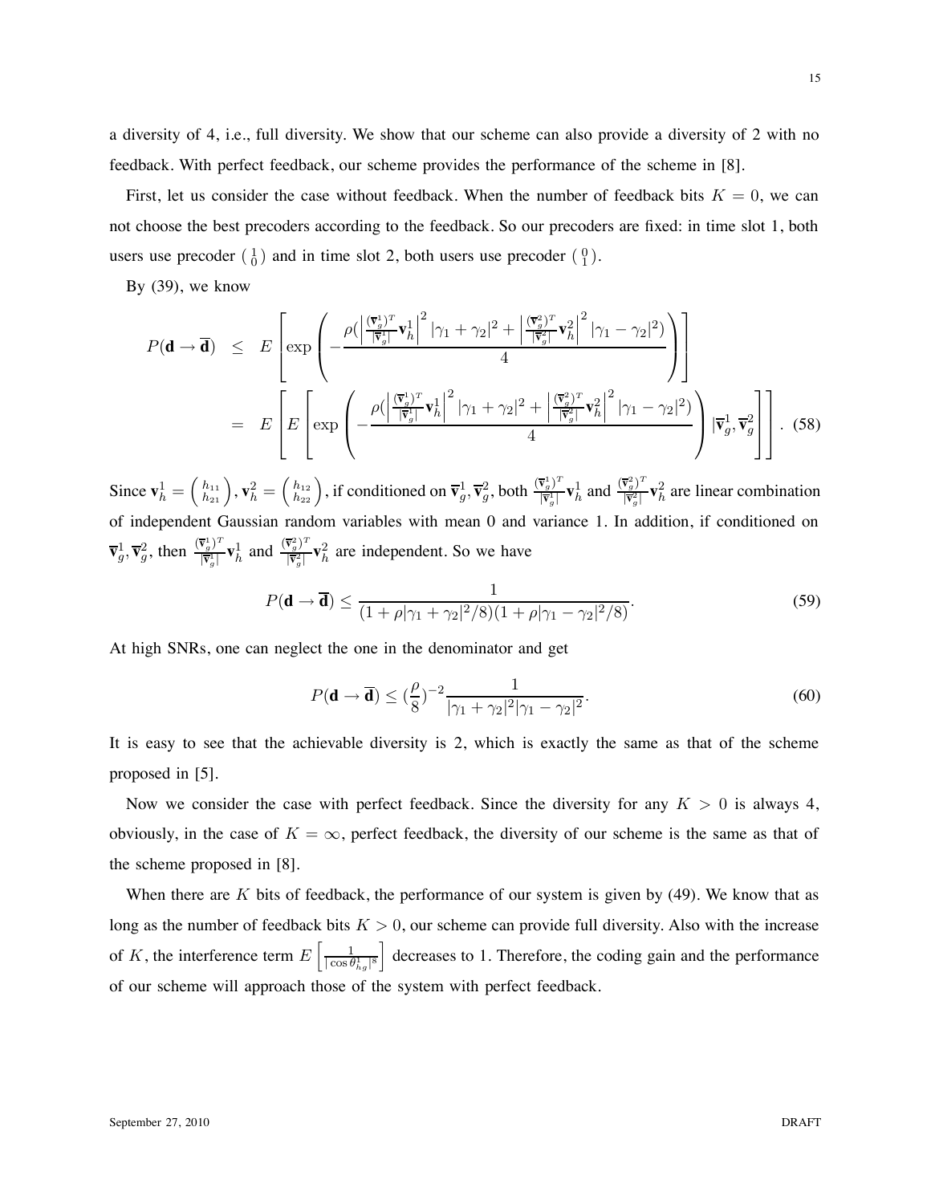a diversity of 4, i.e., full diversity. We show that our scheme can also provide a diversity of 2 with no feedback. With perfect feedback, our scheme provides the performance of the scheme in [8].

First, let us consider the case without feedback. When the number of feedback bits $K = 0$, we can not choose the best precoders according to the feedback. So our precoders are fixed: in time slot 1, both users use precoder $\left(\begin{smallmatrix} 1 \\ 0 \end{smallmatrix}\right)$ and in time slot 2, both users use precoder $\left(\begin{smallmatrix} 0 \\ 1 \end{smallmatrix}\right)$.

By (39), we know

$$
\begin{aligned}
P(\mathbf{d} \to \overline{\mathbf{d}}) &\leq E\left[\exp\left(-\frac{\rho\left(\left|\frac{(\overline{\mathbf{v}}_g^1)^T}{|\overline{\mathbf{v}}_g^1|}\mathbf{v}_h^1\right|^2|\gamma_1+\gamma_2|^2 + \left|\frac{(\overline{\mathbf{v}}_g^2)^T}{|\overline{\mathbf{v}}_g^2|}\mathbf{v}_h^2\right|^2|\gamma_1-\gamma_2|^2\right)}{4}\right)\right] \\
&= E\left[E\left[\exp\left(-\frac{\rho\left(\left|\frac{(\overline{\mathbf{v}}_g^1)^T}{|\overline{\mathbf{v}}_g^1|}\mathbf{v}_h^1\right|^2|\gamma_1+\gamma_2|^2 + \left|\frac{(\overline{\mathbf{v}}_g^2)^T}{|\overline{\mathbf{v}}_g^2|}\mathbf{v}_h^2\right|^2|\gamma_1-\gamma_2|^2\right)}{4}\right)\middle|\overline{\mathbf{v}}_g^1, \overline{\mathbf{v}}_g^2\right]\right]. \quad (58)
\end{aligned}
$$

Since $\mathbf{v}_h^1 = \left(\begin{smallmatrix} h_{11} \\ h_{21} \end{smallmatrix}\right)$, $\mathbf{v}_h^2 = \left(\begin{smallmatrix} h_{12} \\ h_{22} \end{smallmatrix}\right)$, if conditioned on $\overline{\mathbf{v}}_g^1, \overline{\mathbf{v}}_g^2$, both $\frac{(\overline{\mathbf{v}}_g^1)^T}{|\overline{\mathbf{v}}_g^1|}\mathbf{v}_h^1$ and $\frac{(\overline{\mathbf{v}}_g^2)^T}{|\overline{\mathbf{v}}_g^2|}\mathbf{v}_h^2$ are linear combination of independent Gaussian random variables with mean 0 and variance 1. In addition, if conditioned on $\overline{\mathbf{v}}_g^1, \overline{\mathbf{v}}_g^2$, then $\frac{(\overline{\mathbf{v}}_g^1)^T}{|\overline{\mathbf{v}}_g^1|}\mathbf{v}_h^1$ and $\frac{(\overline{\mathbf{v}}_g^2)^T}{|\overline{\mathbf{v}}_g^2|}\mathbf{v}_h^2$ are independent. So we have

$$
P(\mathbf{d} \to \overline{\mathbf{d}}) \leq \frac{1}{(1 + \rho|\gamma_1 + \gamma_2|^2/8)(1 + \rho|\gamma_1 - \gamma_2|^2/8)}. \quad (59)
$$

At high SNRs, one can neglect the one in the denominator and get

$$
P(\mathbf{d} \to \overline{\mathbf{d}}) \leq \left(\frac{\rho}{8}\right)^{-2}\frac{1}{|\gamma_1 + \gamma_2|^2|\gamma_1 - \gamma_2|^2}. \quad (60)
$$

It is easy to see that the achievable diversity is 2, which is exactly the same as that of the scheme proposed in [5].

Now we consider the case with perfect feedback. Since the diversity for any $K > 0$ is always 4, obviously, in the case of $K = \infty$, perfect feedback, the diversity of our scheme is the same as that of the scheme proposed in [8].

When there are $K$ bits of feedback, the performance of our system is given by (49). We know that as long as the number of feedback bits $K > 0$, our scheme can provide full diversity. Also with the increase of $K$, the interference term $E\left[\frac{1}{|\cos\theta_{hg}^1|^8}\right]$ decreases to 1. Therefore, the coding gain and the performance of our scheme will approach those of the system with perfect feedback.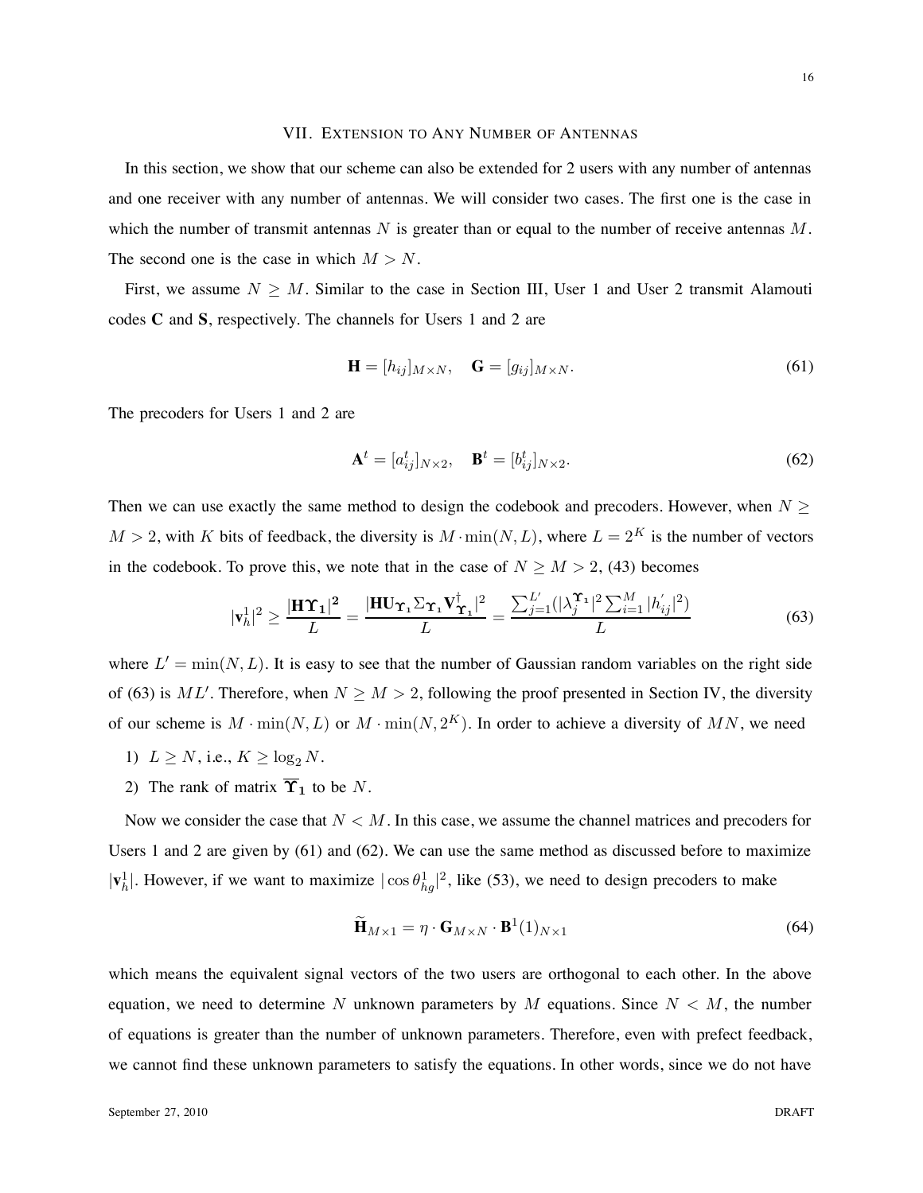## VII. Extension to Any Number of Antennas

In this section, we show that our scheme can also be extended for 2 users with any number of antennas and one receiver with any number of antennas. We will consider two cases. The first one is the case in which the number of transmit antennas $N$ is greater than or equal to the number of receive antennas $M$. The second one is the case in which $M > N$.

First, we assume $N \geq M$. Similar to the case in Section III, User 1 and User 2 transmit Alamouti codes $\mathbf{C}$ and $\mathbf{S}$, respectively. The channels for Users 1 and 2 are

$$\mathbf{H} = [h_{ij}]_{M \times N}, \quad \mathbf{G} = [g_{ij}]_{M \times N}. \tag{61}$$

The precoders for Users 1 and 2 are

$$\mathbf{A}^t = [a_{ij}^t]_{N \times 2}, \quad \mathbf{B}^t = [b_{ij}^t]_{N \times 2}. \tag{62}$$

Then we can use exactly the same method to design the codebook and precoders. However, when $N \geq M > 2$, with $K$ bits of feedback, the diversity is $M \cdot \min(N, L)$, where $L = 2^K$ is the number of vectors in the codebook. To prove this, we note that in the case of $N \geq M > 2$, (43) becomes

$$|\mathbf{v}_h^1|^2 \geq \frac{|\mathbf{H}\boldsymbol{\Upsilon}_1|^2}{L} = \frac{|\mathbf{H}\mathbf{U}_{\boldsymbol{\Upsilon}_1}\Sigma_{\boldsymbol{\Upsilon}_1}\mathbf{V}_{\boldsymbol{\Upsilon}_1}^\dagger|^2}{L} = \frac{\sum_{j=1}^{L'}(|\lambda_j^{\boldsymbol{\Upsilon}_1}|^2 \sum_{i=1}^{M}|h_{ij}^{'}|^2)}{L} \tag{63}$$

where $L' = \min(N, L)$. It is easy to see that the number of Gaussian random variables on the right side of (63) is $ML'$. Therefore, when $N \geq M > 2$, following the proof presented in Section IV, the diversity of our scheme is $M \cdot \min(N, L)$ or $M \cdot \min(N, 2^K)$. In order to achieve a diversity of $MN$, we need

1) $L \geq N$, i.e., $K \geq \log_2 N$.
2) The rank of matrix $\overline{\boldsymbol{\Upsilon}}_1$ to be $N$.

Now we consider the case that $N < M$. In this case, we assume the channel matrices and precoders for Users 1 and 2 are given by (61) and (62). We can use the same method as discussed before to maximize $|\mathbf{v}_h^1|$. However, if we want to maximize $|\cos\theta_{hg}^1|^2$, like (53), we need to design precoders to make

$$\widetilde{\mathbf{H}}_{M \times 1} = \eta \cdot \mathbf{G}_{M \times N} \cdot \mathbf{B}^1(1)_{N \times 1} \tag{64}$$

which means the equivalent signal vectors of the two users are orthogonal to each other. In the above equation, we need to determine $N$ unknown parameters by $M$ equations. Since $N < M$, the number of equations is greater than the number of unknown parameters. Therefore, even with prefect feedback, we cannot find these unknown parameters to satisfy the equations. In other words, since we do not have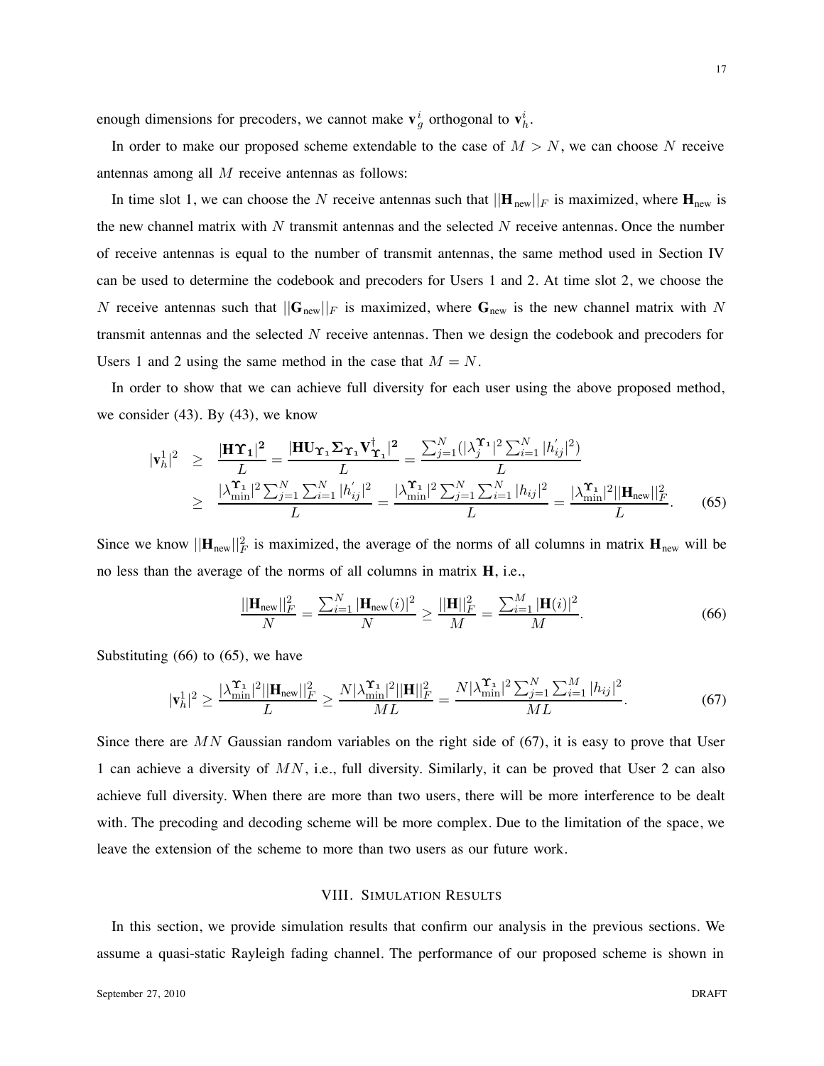enough dimensions for precoders, we cannot make $\mathbf{v}_g^i$ orthogonal to $\mathbf{v}_h^i$.

In order to make our proposed scheme extendable to the case of $M > N$, we can choose $N$ receive antennas among all $M$ receive antennas as follows:

In time slot 1, we can choose the $N$ receive antennas such that $||\mathbf{H}_{\text{new}}||_F$ is maximized, where $\mathbf{H}_{\text{new}}$ is the new channel matrix with $N$ transmit antennas and the selected $N$ receive antennas. Once the number of receive antennas is equal to the number of transmit antennas, the same method used in Section IV can be used to determine the codebook and precoders for Users 1 and 2. At time slot 2, we choose the $N$ receive antennas such that $||\mathbf{G}_{\text{new}}||_F$ is maximized, where $\mathbf{G}_{\text{new}}$ is the new channel matrix with $N$ transmit antennas and the selected $N$ receive antennas. Then we design the codebook and precoders for Users 1 and 2 using the same method in the case that $M = N$.

In order to show that we can achieve full diversity for each user using the above proposed method, we consider (43). By (43), we know

$$
\begin{aligned}
|\mathbf{v}_h^1|^2 &\geq \frac{|\mathbf{H}\boldsymbol{\Upsilon}_1|^2}{L} = \frac{|\mathbf{H}\mathbf{U}_{\boldsymbol{\Upsilon}_1}\boldsymbol{\Sigma}_{\boldsymbol{\Upsilon}_1}\mathbf{V}_{\boldsymbol{\Upsilon}_1}^{\dagger}|^2}{L} = \frac{\sum_{j=1}^{N}(|\lambda_j^{\boldsymbol{\Upsilon}_1}|^2\sum_{i=1}^{N}|h_{ij}^{'}|^2)}{L} \\
&\geq \frac{|\lambda_{\min}^{\boldsymbol{\Upsilon}_1}|^2\sum_{j=1}^{N}\sum_{i=1}^{N}|h_{ij}^{'}|^2}{L} = \frac{|\lambda_{\min}^{\boldsymbol{\Upsilon}_1}|^2\sum_{j=1}^{N}\sum_{i=1}^{N}|h_{ij}|^2}{L} = \frac{|\lambda_{\min}^{\boldsymbol{\Upsilon}_1}|^2||\mathbf{H}_{\text{new}}||_F^2}{L}.
\end{aligned} \tag{65}
$$

Since we know $||\mathbf{H}_{\text{new}}||_F^2$ is maximized, the average of the norms of all columns in matrix $\mathbf{H}_{\text{new}}$ will be no less than the average of the norms of all columns in matrix $\mathbf{H}$, i.e.,

$$
\frac{||\mathbf{H}_{\text{new}}||_F^2}{N} = \frac{\sum_{i=1}^{N}|\mathbf{H}_{\text{new}}(i)|^2}{N} \geq \frac{||\mathbf{H}||_F^2}{M} = \frac{\sum_{i=1}^{M}|\mathbf{H}(i)|^2}{M}. \tag{66}
$$

Substituting (66) to (65), we have

$$
|\mathbf{v}_h^1|^2 \geq \frac{|\lambda_{\min}^{\boldsymbol{\Upsilon}_1}|^2||\mathbf{H}_{\text{new}}||_F^2}{L} \geq \frac{N|\lambda_{\min}^{\boldsymbol{\Upsilon}_1}|^2||\mathbf{H}||_F^2}{ML} = \frac{N|\lambda_{\min}^{\boldsymbol{\Upsilon}_1}|^2\sum_{j=1}^{N}\sum_{i=1}^{M}|h_{ij}|^2}{ML}. \tag{67}
$$

Since there are $MN$ Gaussian random variables on the right side of (67), it is easy to prove that User 1 can achieve a diversity of $MN$, i.e., full diversity. Similarly, it can be proved that User 2 can also achieve full diversity. When there are more than two users, there will be more interference to be dealt with. The precoding and decoding scheme will be more complex. Due to the limitation of the space, we leave the extension of the scheme to more than two users as our future work.

## VIII. Simulation Results

In this section, we provide simulation results that confirm our analysis in the previous sections. We assume a quasi-static Rayleigh fading channel. The performance of our proposed scheme is shown in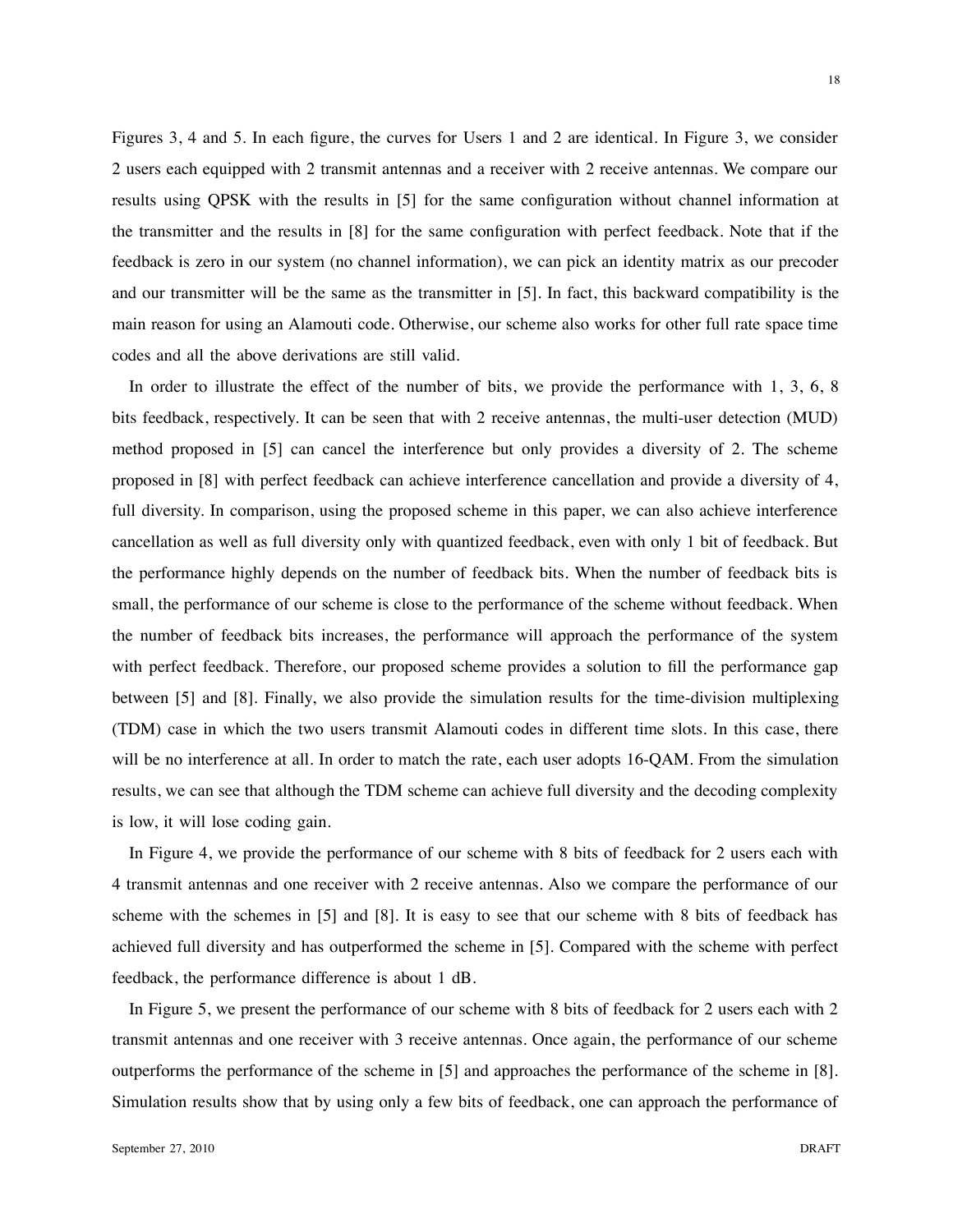Figures 3, 4 and 5. In each figure, the curves for Users 1 and 2 are identical. In Figure 3, we consider 2 users each equipped with 2 transmit antennas and a receiver with 2 receive antennas. We compare our results using QPSK with the results in [5] for the same configuration without channel information at the transmitter and the results in [8] for the same configuration with perfect feedback. Note that if the feedback is zero in our system (no channel information), we can pick an identity matrix as our precoder and our transmitter will be the same as the transmitter in [5]. In fact, this backward compatibility is the main reason for using an Alamouti code. Otherwise, our scheme also works for other full rate space time codes and all the above derivations are still valid.

In order to illustrate the effect of the number of bits, we provide the performance with 1, 3, 6, 8 bits feedback, respectively. It can be seen that with 2 receive antennas, the multi-user detection (MUD) method proposed in [5] can cancel the interference but only provides a diversity of 2. The scheme proposed in [8] with perfect feedback can achieve interference cancellation and provide a diversity of 4, full diversity. In comparison, using the proposed scheme in this paper, we can also achieve interference cancellation as well as full diversity only with quantized feedback, even with only 1 bit of feedback. But the performance highly depends on the number of feedback bits. When the number of feedback bits is small, the performance of our scheme is close to the performance of the scheme without feedback. When the number of feedback bits increases, the performance will approach the performance of the system with perfect feedback. Therefore, our proposed scheme provides a solution to fill the performance gap between [5] and [8]. Finally, we also provide the simulation results for the time-division multiplexing (TDM) case in which the two users transmit Alamouti codes in different time slots. In this case, there will be no interference at all. In order to match the rate, each user adopts 16-QAM. From the simulation results, we can see that although the TDM scheme can achieve full diversity and the decoding complexity is low, it will lose coding gain.

In Figure 4, we provide the performance of our scheme with 8 bits of feedback for 2 users each with 4 transmit antennas and one receiver with 2 receive antennas. Also we compare the performance of our scheme with the schemes in [5] and [8]. It is easy to see that our scheme with 8 bits of feedback has achieved full diversity and has outperformed the scheme in [5]. Compared with the scheme with perfect feedback, the performance difference is about 1 dB.

In Figure 5, we present the performance of our scheme with 8 bits of feedback for 2 users each with 2 transmit antennas and one receiver with 3 receive antennas. Once again, the performance of our scheme outperforms the performance of the scheme in [5] and approaches the performance of the scheme in [8]. Simulation results show that by using only a few bits of feedback, one can approach the performance of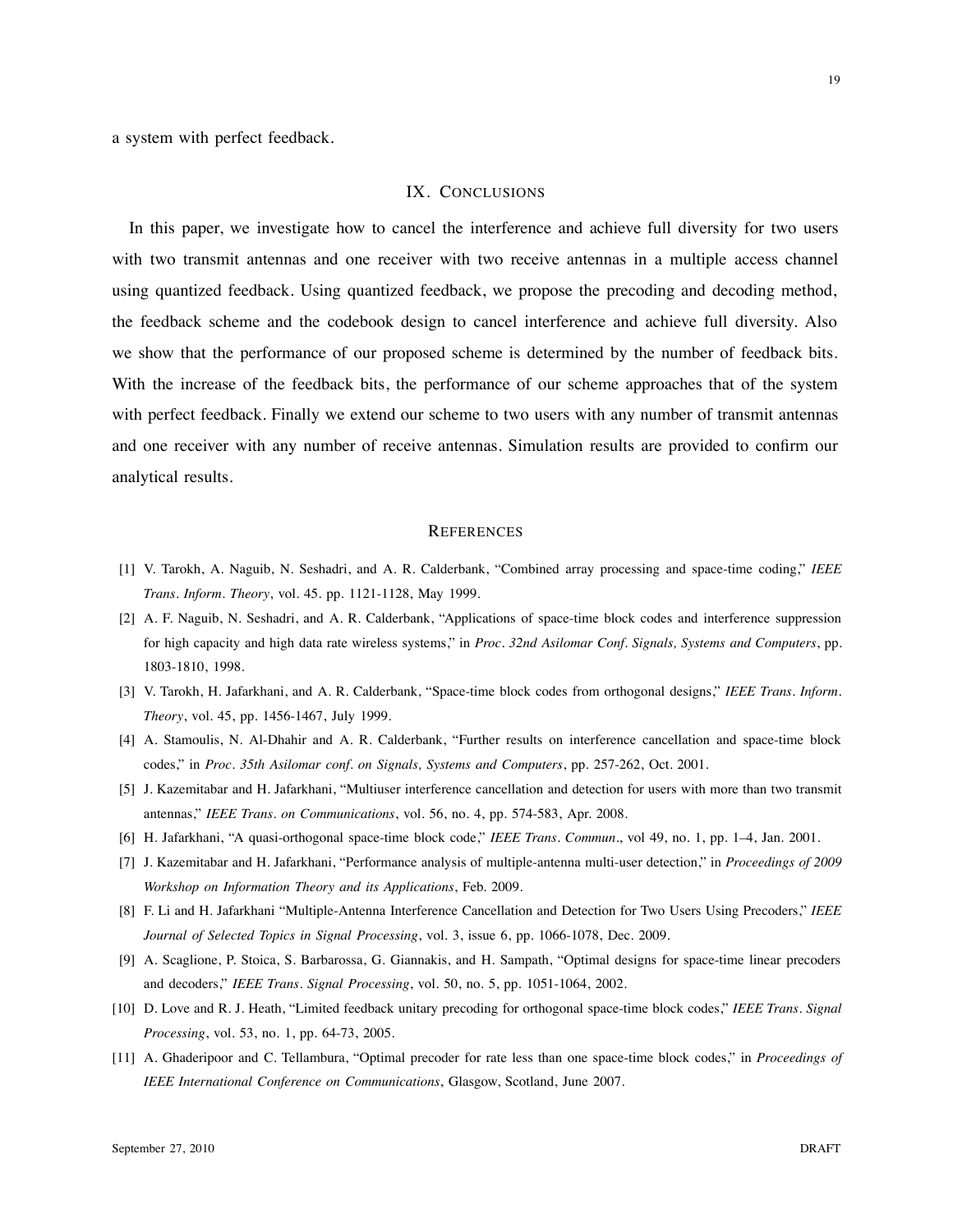a system with perfect feedback.

## IX. Conclusions

In this paper, we investigate how to cancel the interference and achieve full diversity for two users with two transmit antennas and one receiver with two receive antennas in a multiple access channel using quantized feedback. Using quantized feedback, we propose the precoding and decoding method, the feedback scheme and the codebook design to cancel interference and achieve full diversity. Also we show that the performance of our proposed scheme is determined by the number of feedback bits. With the increase of the feedback bits, the performance of our scheme approaches that of the system with perfect feedback. Finally we extend our scheme to two users with any number of transmit antennas and one receiver with any number of receive antennas. Simulation results are provided to confirm our analytical results.

## References

[1] V. Tarokh, A. Naguib, N. Seshadri, and A. R. Calderbank, "Combined array processing and space-time coding," *IEEE Trans. Inform. Theory*, vol. 45. pp. 1121-1128, May 1999.

[2] A. F. Naguib, N. Seshadri, and A. R. Calderbank, "Applications of space-time block codes and interference suppression for high capacity and high data rate wireless systems," in *Proc. 32nd Asilomar Conf. Signals, Systems and Computers*, pp. 1803-1810, 1998.

[3] V. Tarokh, H. Jafarkhani, and A. R. Calderbank, "Space-time block codes from orthogonal designs," *IEEE Trans. Inform. Theory*, vol. 45, pp. 1456-1467, July 1999.

[4] A. Stamoulis, N. Al-Dhahir and A. R. Calderbank, "Further results on interference cancellation and space-time block codes," in *Proc. 35th Asilomar conf. on Signals, Systems and Computers*, pp. 257-262, Oct. 2001.

[5] J. Kazemitabar and H. Jafarkhani, "Multiuser interference cancellation and detection for users with more than two transmit antennas," *IEEE Trans. on Communications*, vol. 56, no. 4, pp. 574-583, Apr. 2008.

[6] H. Jafarkhani, "A quasi-orthogonal space-time block code," *IEEE Trans. Commun.*, vol 49, no. 1, pp. 1–4, Jan. 2001.

[7] J. Kazemitabar and H. Jafarkhani, "Performance analysis of multiple-antenna multi-user detection," in *Proceedings of 2009 Workshop on Information Theory and its Applications*, Feb. 2009.

[8] F. Li and H. Jafarkhani "Multiple-Antenna Interference Cancellation and Detection for Two Users Using Precoders," *IEEE Journal of Selected Topics in Signal Processing*, vol. 3, issue 6, pp. 1066-1078, Dec. 2009.

[9] A. Scaglione, P. Stoica, S. Barbarossa, G. Giannakis, and H. Sampath, "Optimal designs for space-time linear precoders and decoders," *IEEE Trans. Signal Processing*, vol. 50, no. 5, pp. 1051-1064, 2002.

[10] D. Love and R. J. Heath, "Limited feedback unitary precoding for orthogonal space-time block codes," *IEEE Trans. Signal Processing*, vol. 53, no. 1, pp. 64-73, 2005.

[11] A. Ghaderipoor and C. Tellambura, "Optimal precoder for rate less than one space-time block codes," in *Proceedings of IEEE International Conference on Communications*, Glasgow, Scotland, June 2007.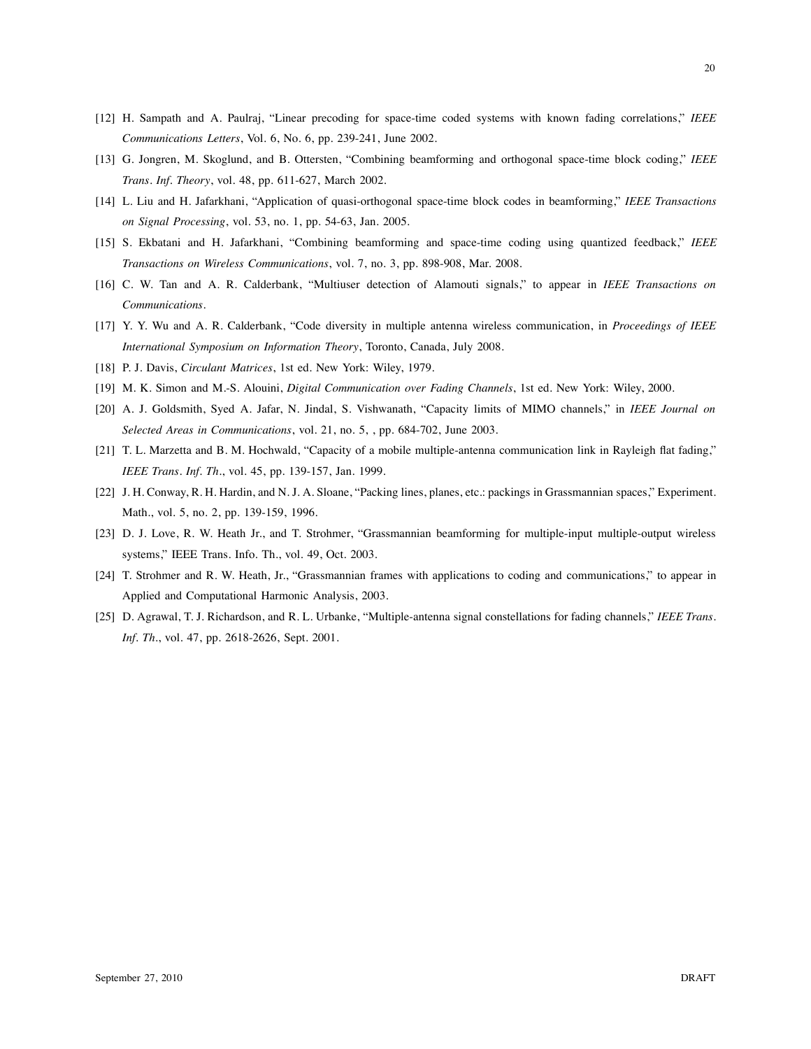[12] H. Sampath and A. Paulraj, "Linear precoding for space-time coded systems with known fading correlations," *IEEE Communications Letters*, Vol. 6, No. 6, pp. 239-241, June 2002.

[13] G. Jongren, M. Skoglund, and B. Ottersten, "Combining beamforming and orthogonal space-time block coding," *IEEE Trans. Inf. Theory*, vol. 48, pp. 611-627, March 2002.

[14] L. Liu and H. Jafarkhani, "Application of quasi-orthogonal space-time block codes in beamforming," *IEEE Transactions on Signal Processing*, vol. 53, no. 1, pp. 54-63, Jan. 2005.

[15] S. Ekbatani and H. Jafarkhani, "Combining beamforming and space-time coding using quantized feedback," *IEEE Transactions on Wireless Communications*, vol. 7, no. 3, pp. 898-908, Mar. 2008.

[16] C. W. Tan and A. R. Calderbank, "Multiuser detection of Alamouti signals," to appear in *IEEE Transactions on Communications*.

[17] Y. Y. Wu and A. R. Calderbank, "Code diversity in multiple antenna wireless communication, in *Proceedings of IEEE International Symposium on Information Theory*, Toronto, Canada, July 2008.

[18] P. J. Davis, *Circulant Matrices*, 1st ed. New York: Wiley, 1979.

[19] M. K. Simon and M.-S. Alouini, *Digital Communication over Fading Channels*, 1st ed. New York: Wiley, 2000.

[20] A. J. Goldsmith, Syed A. Jafar, N. Jindal, S. Vishwanath, "Capacity limits of MIMO channels," in *IEEE Journal on Selected Areas in Communications*, vol. 21, no. 5, , pp. 684-702, June 2003.

[21] T. L. Marzetta and B. M. Hochwald, "Capacity of a mobile multiple-antenna communication link in Rayleigh flat fading," *IEEE Trans. Inf. Th.*, vol. 45, pp. 139-157, Jan. 1999.

[22] J. H. Conway, R. H. Hardin, and N. J. A. Sloane, "Packing lines, planes, etc.: packings in Grassmannian spaces," Experiment. Math., vol. 5, no. 2, pp. 139-159, 1996.

[23] D. J. Love, R. W. Heath Jr., and T. Strohmer, "Grassmannian beamforming for multiple-input multiple-output wireless systems," IEEE Trans. Info. Th., vol. 49, Oct. 2003.

[24] T. Strohmer and R. W. Heath, Jr., "Grassmannian frames with applications to coding and communications," to appear in Applied and Computational Harmonic Analysis, 2003.

[25] D. Agrawal, T. J. Richardson, and R. L. Urbanke, "Multiple-antenna signal constellations for fading channels," *IEEE Trans. Inf. Th.*, vol. 47, pp. 2618-2626, Sept. 2001.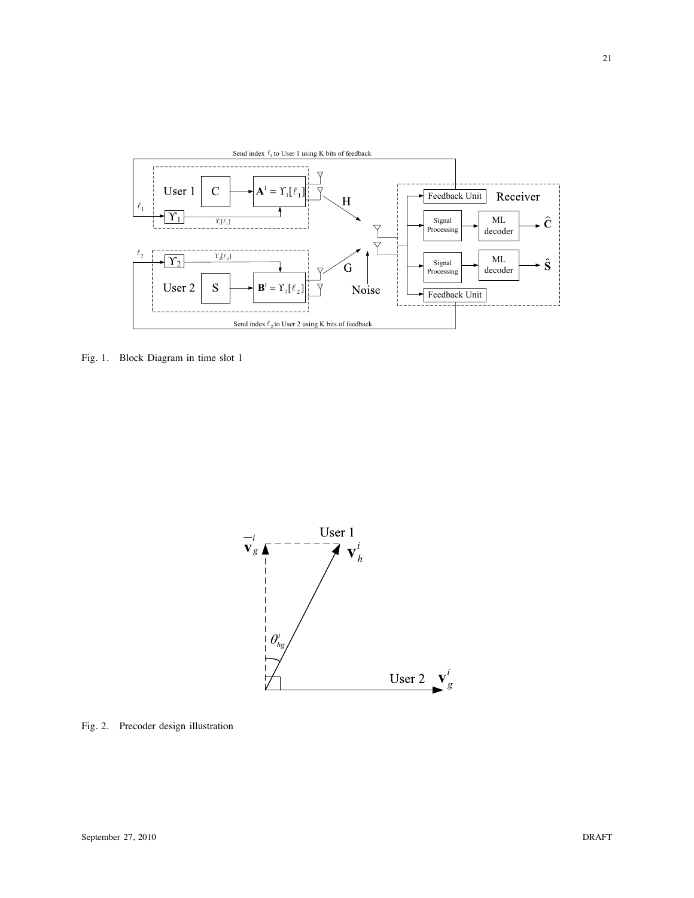Fig. 1. Block Diagram in time slot 1

Fig. 2. Precoder design illustration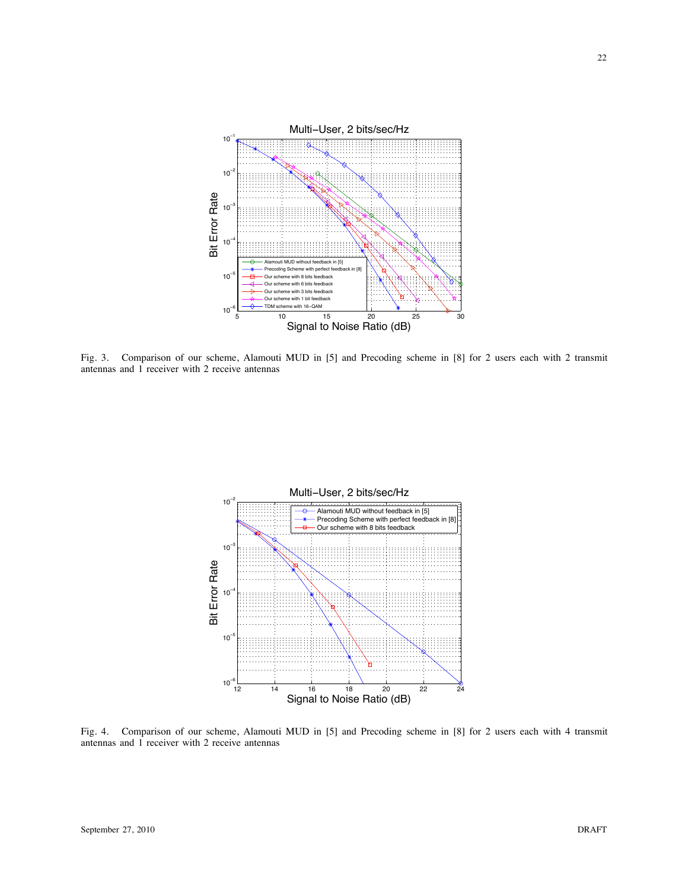Fig. 3. Comparison of our scheme, Alamouti MUD in [5] and Precoding scheme in [8] for 2 users each with 2 transmit antennas and 1 receiver with 2 receive antennas

Fig. 4. Comparison of our scheme, Alamouti MUD in [5] and Precoding scheme in [8] for 2 users each with 4 transmit antennas and 1 receiver with 2 receive antennas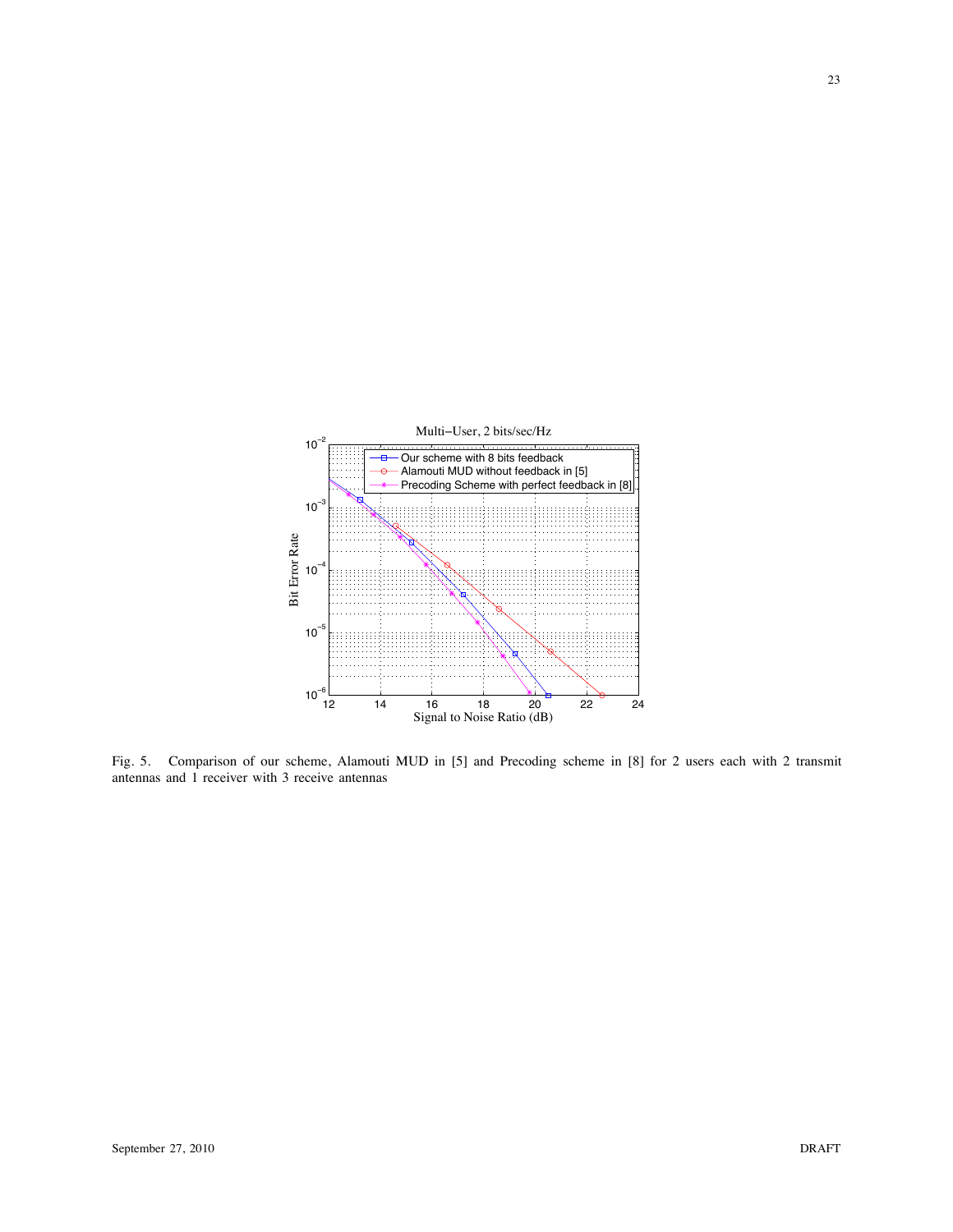Multi−User, 2 bits/sec/Hz

Our scheme with 8 bits feedback
Alamouti MUD without feedback in [5]
Precoding Scheme with perfect feedback in [8]

Bit Error Rate

$10^{-2}$
$10^{-3}$
$10^{-4}$
$10^{-5}$
$10^{-6}$

12 14 16 18 20 22 24

Signal to Noise Ratio (dB)

Fig. 5. Comparison of our scheme, Alamouti MUD in [5] and Precoding scheme in [8] for 2 users each with 2 transmit antennas and 1 receiver with 3 receive antennas